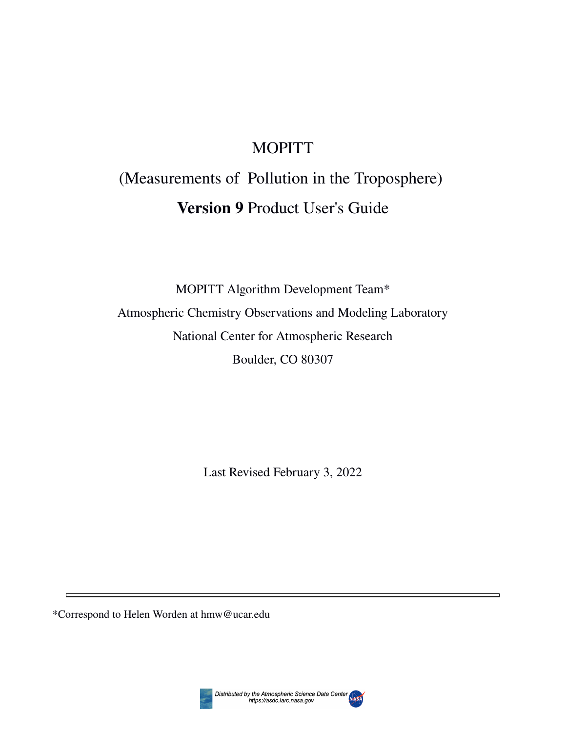# MOPITT

# (Measurements of Pollution in the Troposphere)

# **Version 9** Product User's Guide

MOPITT Algorithm Development Team*

Atmospheric Chemistry Observations and Modeling Laboratory

National Center for Atmospheric Research

Boulder, CO 80307

Last Revised February 3, 2022

---

*Correspond to Helen Worden at hmw@ucar.edu

Distributed by the Atmospheric Science Data Center
https://asdc.larc.nasa.gov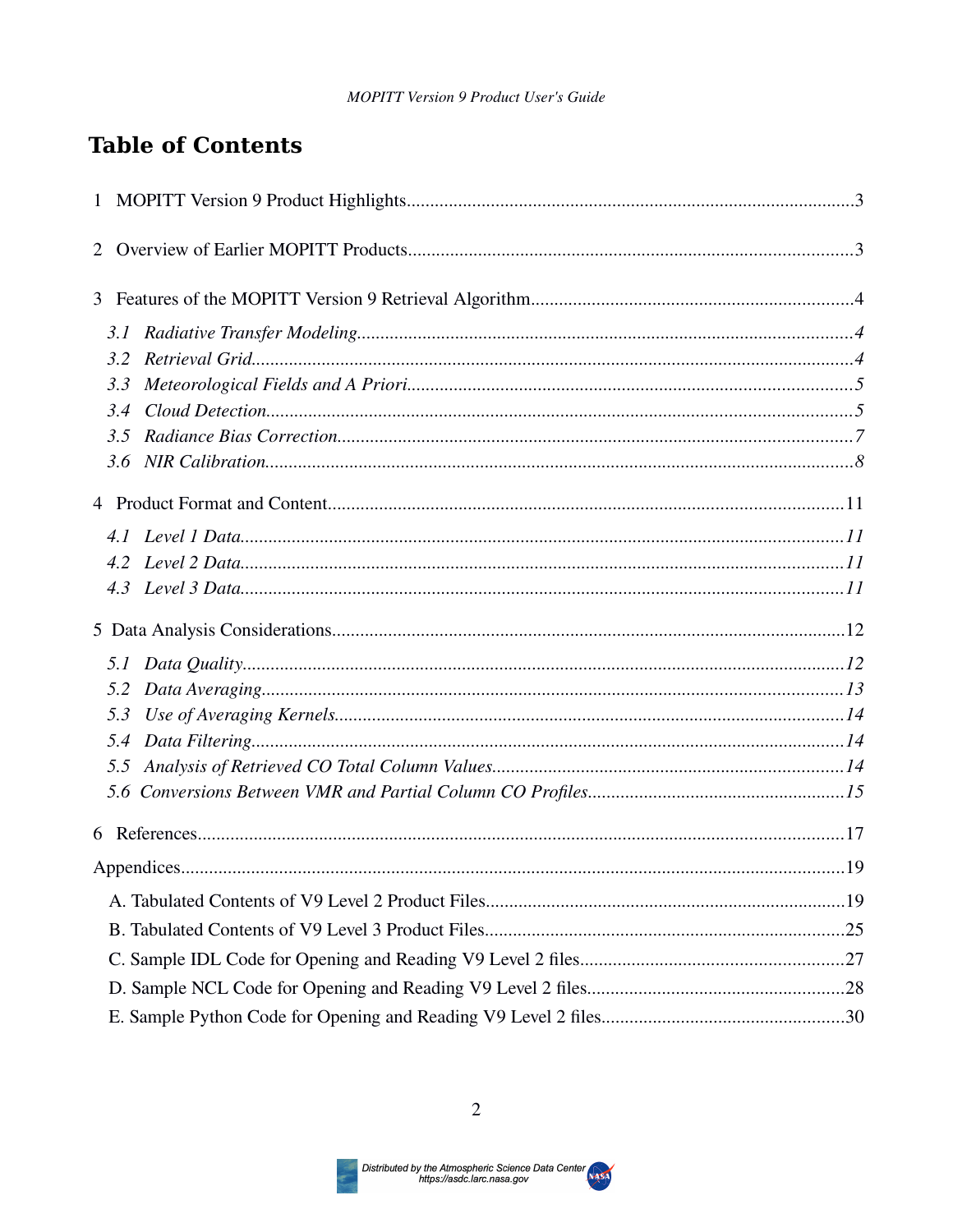# Table of Contents

1 MOPITT Version 9 Product Highlights....................................................................................3

2 Overview of Earlier MOPITT Products....................................................................................3

3 Features of the MOPITT Version 9 Retrieval Algorithm......................................................................4

- *3.1 Radiative Transfer Modeling.........................................................................................4*
- *3.2 Retrieval Grid..................................................................................................4*
- *3.3 Meteorological Fields and A Priori.................................................................................5*
- *3.4 Cloud Detection...............................................................................................5*
- *3.5 Radiance Bias Correction.......................................................................................7*
- *3.6 NIR Calibration...............................................................................................8*

4 Product Format and Content.................................................................................................11

- *4.1 Level 1 Data...................................................................................................11*
- *4.2 Level 2 Data...................................................................................................11*
- *4.3 Level 3 Data...................................................................................................11*

5 Data Analysis Considerations................................................................................................12

- *5.1 Data Quality..................................................................................................12*
- *5.2 Data Averaging...............................................................................................13*
- *5.3 Use of Averaging Kernels.......................................................................................14*
- *5.4 Data Filtering.................................................................................................14*
- *5.5 Analysis of Retrieved CO Total Column Values.......................................................................14*
- *5.6 Conversions Between VMR and Partial Column CO Profiles.....................................................15*

6 References......................................................................................................................17

Appendices..........................................................................................................................19

- A. Tabulated Contents of V9 Level 2 Product Files.............................................................19
- B. Tabulated Contents of V9 Level 3 Product Files.............................................................25
- C. Sample IDL Code for Opening and Reading V9 Level 2 files........................................................27
- D. Sample NCL Code for Opening and Reading V9 Level 2 files.......................................................28
- E. Sample Python Code for Opening and Reading V9 Level 2 files....................................................30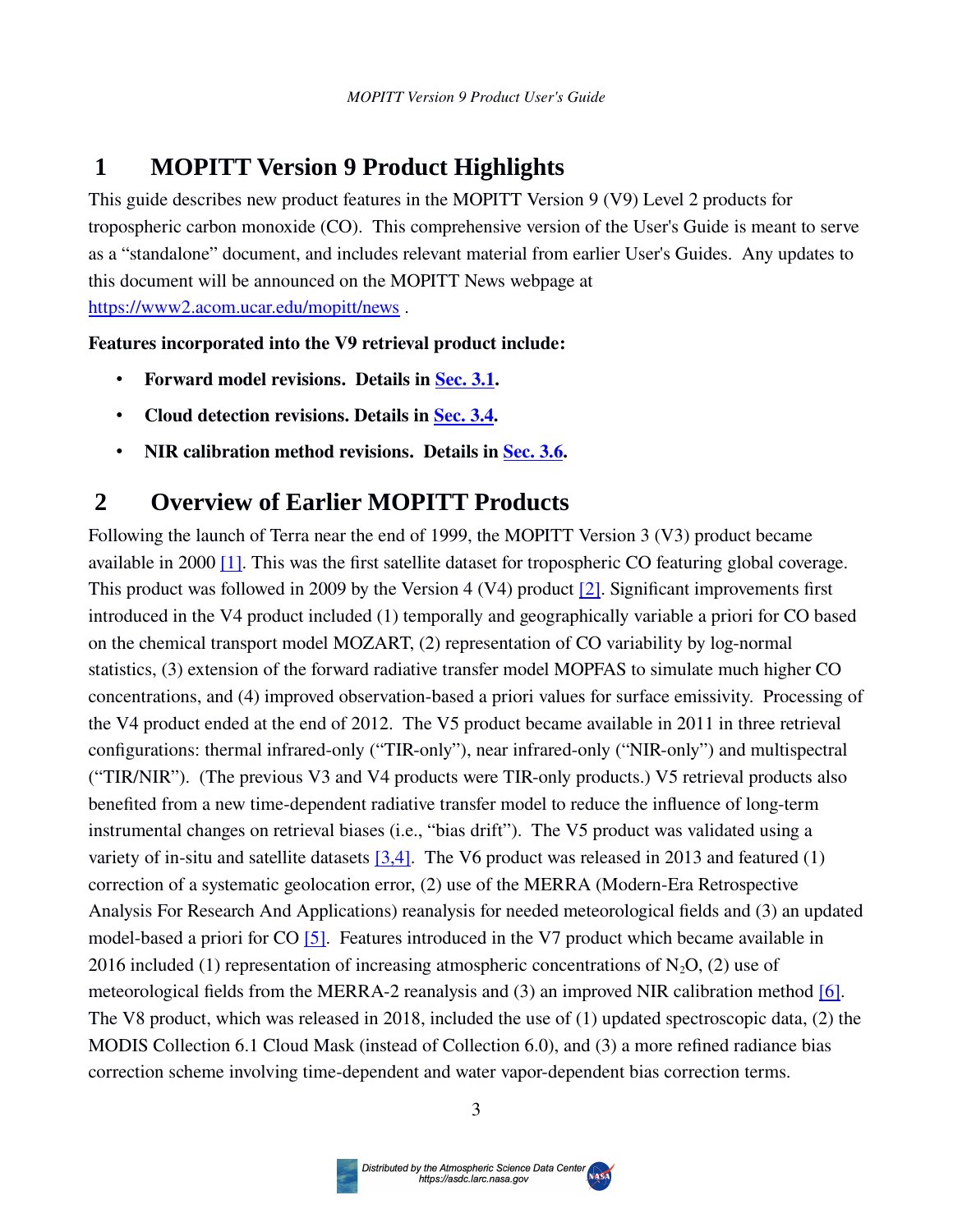# 1 MOPITT Version 9 Product Highlights

This guide describes new product features in the MOPITT Version 9 (V9) Level 2 products for tropospheric carbon monoxide (CO). This comprehensive version of the User's Guide is meant to serve as a "standalone" document, and includes relevant material from earlier User's Guides. Any updates to this document will be announced on the MOPITT News webpage at https://www2.acom.ucar.edu/mopitt/news .

**Features incorporated into the V9 retrieval product include:**

- **Forward model revisions. Details in Sec. 3.1.**
- **Cloud detection revisions. Details in Sec. 3.4.**
- **NIR calibration method revisions. Details in Sec. 3.6.**

# 2 Overview of Earlier MOPITT Products

Following the launch of Terra near the end of 1999, the MOPITT Version 3 (V3) product became available in 2000 [1]. This was the first satellite dataset for tropospheric CO featuring global coverage. This product was followed in 2009 by the Version 4 (V4) product [2]. Significant improvements first introduced in the V4 product included (1) temporally and geographically variable a priori for CO based on the chemical transport model MOZART, (2) representation of CO variability by log-normal statistics, (3) extension of the forward radiative transfer model MOPFAS to simulate much higher CO concentrations, and (4) improved observation-based a priori values for surface emissivity. Processing of the V4 product ended at the end of 2012. The V5 product became available in 2011 in three retrieval configurations: thermal infrared-only ("TIR-only"), near infrared-only ("NIR-only") and multispectral ("TIR/NIR"). (The previous V3 and V4 products were TIR-only products.) V5 retrieval products also benefited from a new time-dependent radiative transfer model to reduce the influence of long-term instrumental changes on retrieval biases (i.e., "bias drift"). The V5 product was validated using a variety of in-situ and satellite datasets [3,4]. The V6 product was released in 2013 and featured (1) correction of a systematic geolocation error, (2) use of the MERRA (Modern-Era Retrospective Analysis For Research And Applications) reanalysis for needed meteorological fields and (3) an updated model-based a priori for CO [5]. Features introduced in the V7 product which became available in 2016 included (1) representation of increasing atmospheric concentrations of $N_2O$, (2) use of meteorological fields from the MERRA-2 reanalysis and (3) an improved NIR calibration method [6]. The V8 product, which was released in 2018, included the use of (1) updated spectroscopic data, (2) the MODIS Collection 6.1 Cloud Mask (instead of Collection 6.0), and (3) a more refined radiance bias correction scheme involving time-dependent and water vapor-dependent bias correction terms.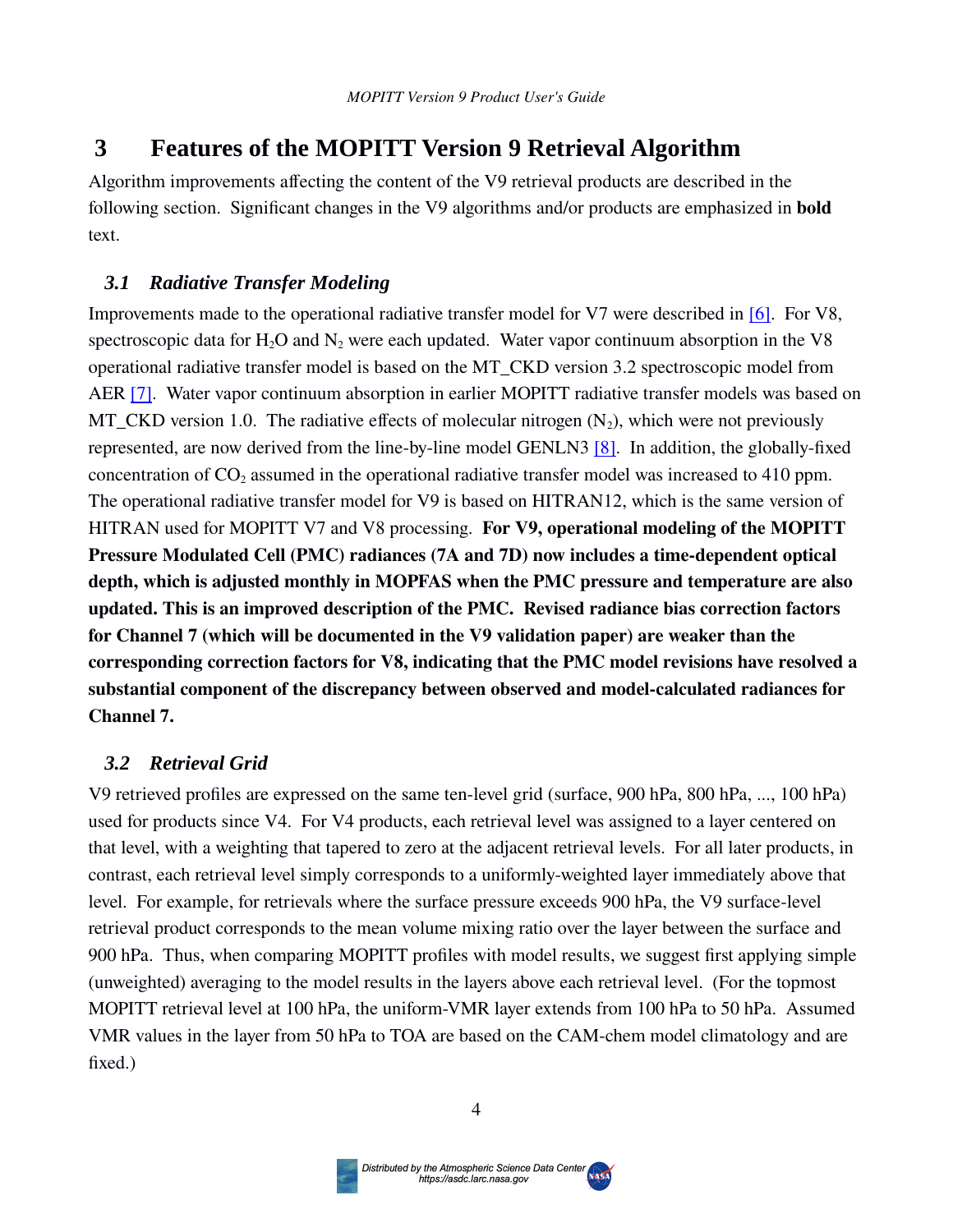# 3 Features of the MOPITT Version 9 Retrieval Algorithm

Algorithm improvements affecting the content of the V9 retrieval products are described in the following section. Significant changes in the V9 algorithms and/or products are emphasized in **bold** text.

## *3.1 Radiative Transfer Modeling*

Improvements made to the operational radiative transfer model for V7 were described in [6]. For V8, spectroscopic data for $H_2O$ and $N_2$ were each updated. Water vapor continuum absorption in the V8 operational radiative transfer model is based on the MT_CKD version 3.2 spectroscopic model from AER [7]. Water vapor continuum absorption in earlier MOPITT radiative transfer models was based on MT_CKD version 1.0. The radiative effects of molecular nitrogen ($N_2$), which were not previously represented, are now derived from the line-by-line model GENLN3 [8]. In addition, the globally-fixed concentration of $CO_2$ assumed in the operational radiative transfer model was increased to 410 ppm. The operational radiative transfer model for V9 is based on HITRAN12, which is the same version of HITRAN used for MOPITT V7 and V8 processing. **For V9, operational modeling of the MOPITT Pressure Modulated Cell (PMC) radiances (7A and 7D) now includes a time-dependent optical depth, which is adjusted monthly in MOPFAS when the PMC pressure and temperature are also updated. This is an improved description of the PMC. Revised radiance bias correction factors for Channel 7 (which will be documented in the V9 validation paper) are weaker than the corresponding correction factors for V8, indicating that the PMC model revisions have resolved a substantial component of the discrepancy between observed and model-calculated radiances for Channel 7.**

## *3.2 Retrieval Grid*

V9 retrieved profiles are expressed on the same ten-level grid (surface, 900 hPa, 800 hPa, ..., 100 hPa) used for products since V4. For V4 products, each retrieval level was assigned to a layer centered on that level, with a weighting that tapered to zero at the adjacent retrieval levels. For all later products, in contrast, each retrieval level simply corresponds to a uniformly-weighted layer immediately above that level. For example, for retrievals where the surface pressure exceeds 900 hPa, the V9 surface-level retrieval product corresponds to the mean volume mixing ratio over the layer between the surface and 900 hPa. Thus, when comparing MOPITT profiles with model results, we suggest first applying simple (unweighted) averaging to the model results in the layers above each retrieval level. (For the topmost MOPITT retrieval level at 100 hPa, the uniform-VMR layer extends from 100 hPa to 50 hPa. Assumed VMR values in the layer from 50 hPa to TOA are based on the CAM-chem model climatology and are fixed.)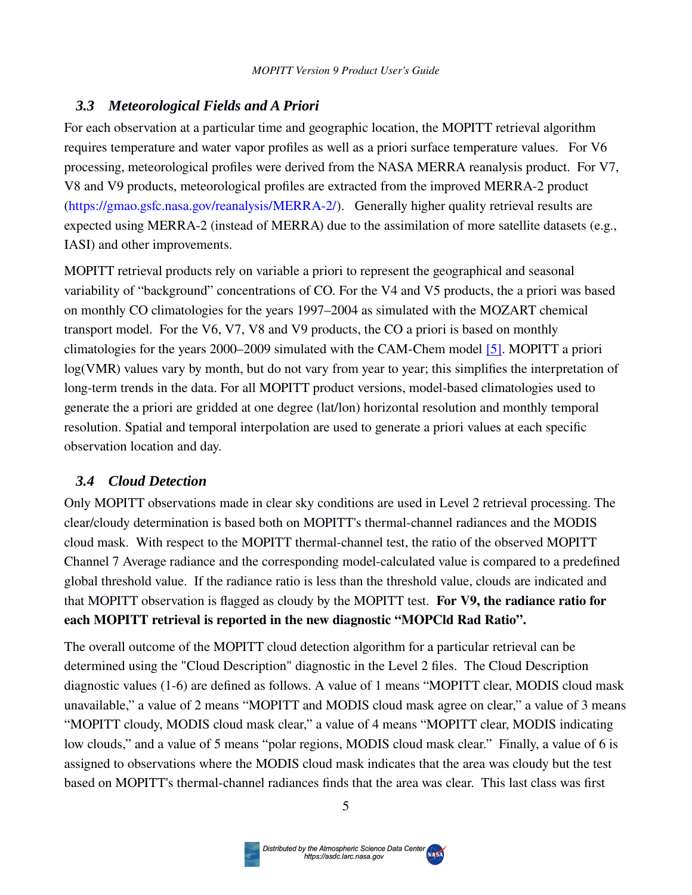### *3.3 Meteorological Fields and A Priori*

For each observation at a particular time and geographic location, the MOPITT retrieval algorithm requires temperature and water vapor profiles as well as a priori surface temperature values. For V6 processing, meteorological profiles were derived from the NASA MERRA reanalysis product. For V7, V8 and V9 products, meteorological profiles are extracted from the improved MERRA-2 product (https://gmao.gsfc.nasa.gov/reanalysis/MERRA-2/). Generally higher quality retrieval results are expected using MERRA-2 (instead of MERRA) due to the assimilation of more satellite datasets (e.g., IASI) and other improvements.

MOPITT retrieval products rely on variable a priori to represent the geographical and seasonal variability of "background" concentrations of CO. For the V4 and V5 products, the a priori was based on monthly CO climatologies for the years 1997–2004 as simulated with the MOZART chemical transport model. For the V6, V7, V8 and V9 products, the CO a priori is based on monthly climatologies for the years 2000–2009 simulated with the CAM-Chem model [5]. MOPITT a priori log(VMR) values vary by month, but do not vary from year to year; this simplifies the interpretation of long-term trends in the data. For all MOPITT product versions, model-based climatologies used to generate the a priori are gridded at one degree (lat/lon) horizontal resolution and monthly temporal resolution. Spatial and temporal interpolation are used to generate a priori values at each specific observation location and day.

### *3.4 Cloud Detection*

Only MOPITT observations made in clear sky conditions are used in Level 2 retrieval processing. The clear/cloudy determination is based both on MOPITT's thermal-channel radiances and the MODIS cloud mask. With respect to the MOPITT thermal-channel test, the ratio of the observed MOPITT Channel 7 Average radiance and the corresponding model-calculated value is compared to a predefined global threshold value. If the radiance ratio is less than the threshold value, clouds are indicated and that MOPITT observation is flagged as cloudy by the MOPITT test. **For V9, the radiance ratio for each MOPITT retrieval is reported in the new diagnostic "MOPCld Rad Ratio".**

The overall outcome of the MOPITT cloud detection algorithm for a particular retrieval can be determined using the "Cloud Description" diagnostic in the Level 2 files. The Cloud Description diagnostic values (1-6) are defined as follows. A value of 1 means "MOPITT clear, MODIS cloud mask unavailable," a value of 2 means "MOPITT and MODIS cloud mask agree on clear," a value of 3 means "MOPITT cloudy, MODIS cloud mask clear," a value of 4 means "MOPITT clear, MODIS indicating low clouds," and a value of 5 means "polar regions, MODIS cloud mask clear." Finally, a value of 6 is assigned to observations where the MODIS cloud mask indicates that the area was cloudy but the test based on MOPITT's thermal-channel radiances finds that the area was clear. This last class was first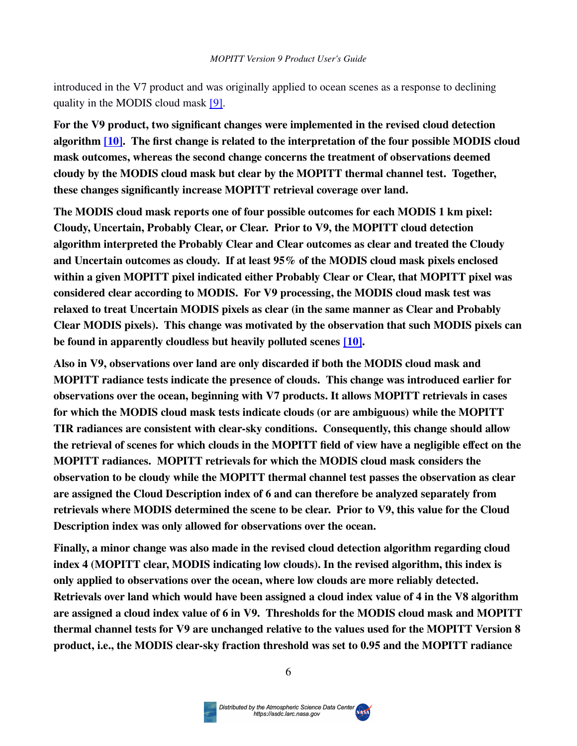introduced in the V7 product and was originally applied to ocean scenes as a response to declining quality in the MODIS cloud mask [9].

**For the V9 product, two significant changes were implemented in the revised cloud detection algorithm [10]. The first change is related to the interpretation of the four possible MODIS cloud mask outcomes, whereas the second change concerns the treatment of observations deemed cloudy by the MODIS cloud mask but clear by the MOPITT thermal channel test. Together, these changes significantly increase MOPITT retrieval coverage over land.**

**The MODIS cloud mask reports one of four possible outcomes for each MODIS 1 km pixel: Cloudy, Uncertain, Probably Clear, or Clear. Prior to V9, the MOPITT cloud detection algorithm interpreted the Probably Clear and Clear outcomes as clear and treated the Cloudy and Uncertain outcomes as cloudy. If at least 95% of the MODIS cloud mask pixels enclosed within a given MOPITT pixel indicated either Probably Clear or Clear, that MOPITT pixel was considered clear according to MODIS. For V9 processing, the MODIS cloud mask test was relaxed to treat Uncertain MODIS pixels as clear (in the same manner as Clear and Probably Clear MODIS pixels). This change was motivated by the observation that such MODIS pixels can be found in apparently cloudless but heavily polluted scenes [10].**

**Also in V9, observations over land are only discarded if both the MODIS cloud mask and MOPITT radiance tests indicate the presence of clouds. This change was introduced earlier for observations over the ocean, beginning with V7 products. It allows MOPITT retrievals in cases for which the MODIS cloud mask tests indicate clouds (or are ambiguous) while the MOPITT TIR radiances are consistent with clear-sky conditions. Consequently, this change should allow the retrieval of scenes for which clouds in the MOPITT field of view have a negligible effect on the MOPITT radiances. MOPITT retrievals for which the MODIS cloud mask considers the observation to be cloudy while the MOPITT thermal channel test passes the observation as clear are assigned the Cloud Description index of 6 and can therefore be analyzed separately from retrievals where MODIS determined the scene to be clear. Prior to V9, this value for the Cloud Description index was only allowed for observations over the ocean.**

**Finally, a minor change was also made in the revised cloud detection algorithm regarding cloud index 4 (MOPITT clear, MODIS indicating low clouds). In the revised algorithm, this index is only applied to observations over the ocean, where low clouds are more reliably detected. Retrievals over land which would have been assigned a cloud index value of 4 in the V8 algorithm are assigned a cloud index value of 6 in V9. Thresholds for the MODIS cloud mask and MOPITT thermal channel tests for V9 are unchanged relative to the values used for the MOPITT Version 8 product, i.e., the MODIS clear-sky fraction threshold was set to 0.95 and the MOPITT radiance**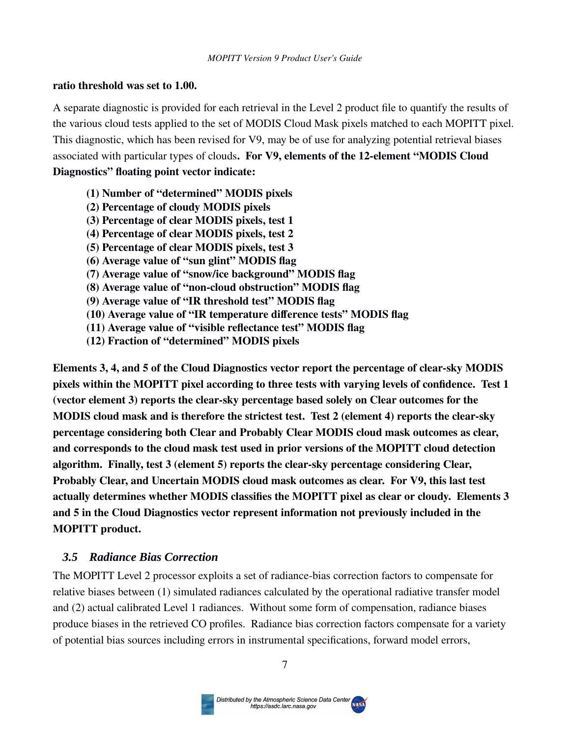**ratio threshold was set to 1.00.**

A separate diagnostic is provided for each retrieval in the Level 2 product file to quantify the results of the various cloud tests applied to the set of MODIS Cloud Mask pixels matched to each MOPITT pixel. This diagnostic, which has been revised for V9, may be of use for analyzing potential retrieval biases associated with particular types of clouds**. For V9, elements of the 12-element "MODIS Cloud Diagnostics" floating point vector indicate:**

> **(1) Number of "determined" MODIS pixels**
> **(2) Percentage of cloudy MODIS pixels**
> **(3) Percentage of clear MODIS pixels, test 1**
> **(4) Percentage of clear MODIS pixels, test 2**
> **(5) Percentage of clear MODIS pixels, test 3**
> **(6) Average value of "sun glint" MODIS flag**
> **(7) Average value of "snow/ice background" MODIS flag**
> **(8) Average value of "non-cloud obstruction" MODIS flag**
> **(9) Average value of "IR threshold test" MODIS flag**
> **(10) Average value of "IR temperature difference tests" MODIS flag**
> **(11) Average value of "visible reflectance test" MODIS flag**
> **(12) Fraction of "determined" MODIS pixels**

**Elements 3, 4, and 5 of the Cloud Diagnostics vector report the percentage of clear-sky MODIS pixels within the MOPITT pixel according to three tests with varying levels of confidence. Test 1 (vector element 3) reports the clear-sky percentage based solely on Clear outcomes for the MODIS cloud mask and is therefore the strictest test. Test 2 (element 4) reports the clear-sky percentage considering both Clear and Probably Clear MODIS cloud mask outcomes as clear, and corresponds to the cloud mask test used in prior versions of the MOPITT cloud detection algorithm. Finally, test 3 (element 5) reports the clear-sky percentage considering Clear, Probably Clear, and Uncertain MODIS cloud mask outcomes as clear. For V9, this last test actually determines whether MODIS classifies the MOPITT pixel as clear or cloudy. Elements 3 and 5 in the Cloud Diagnostics vector represent information not previously included in the MOPITT product.**

### *3.5 Radiance Bias Correction*

The MOPITT Level 2 processor exploits a set of radiance-bias correction factors to compensate for relative biases between (1) simulated radiances calculated by the operational radiative transfer model and (2) actual calibrated Level 1 radiances. Without some form of compensation, radiance biases produce biases in the retrieved CO profiles. Radiance bias correction factors compensate for a variety of potential bias sources including errors in instrumental specifications, forward model errors,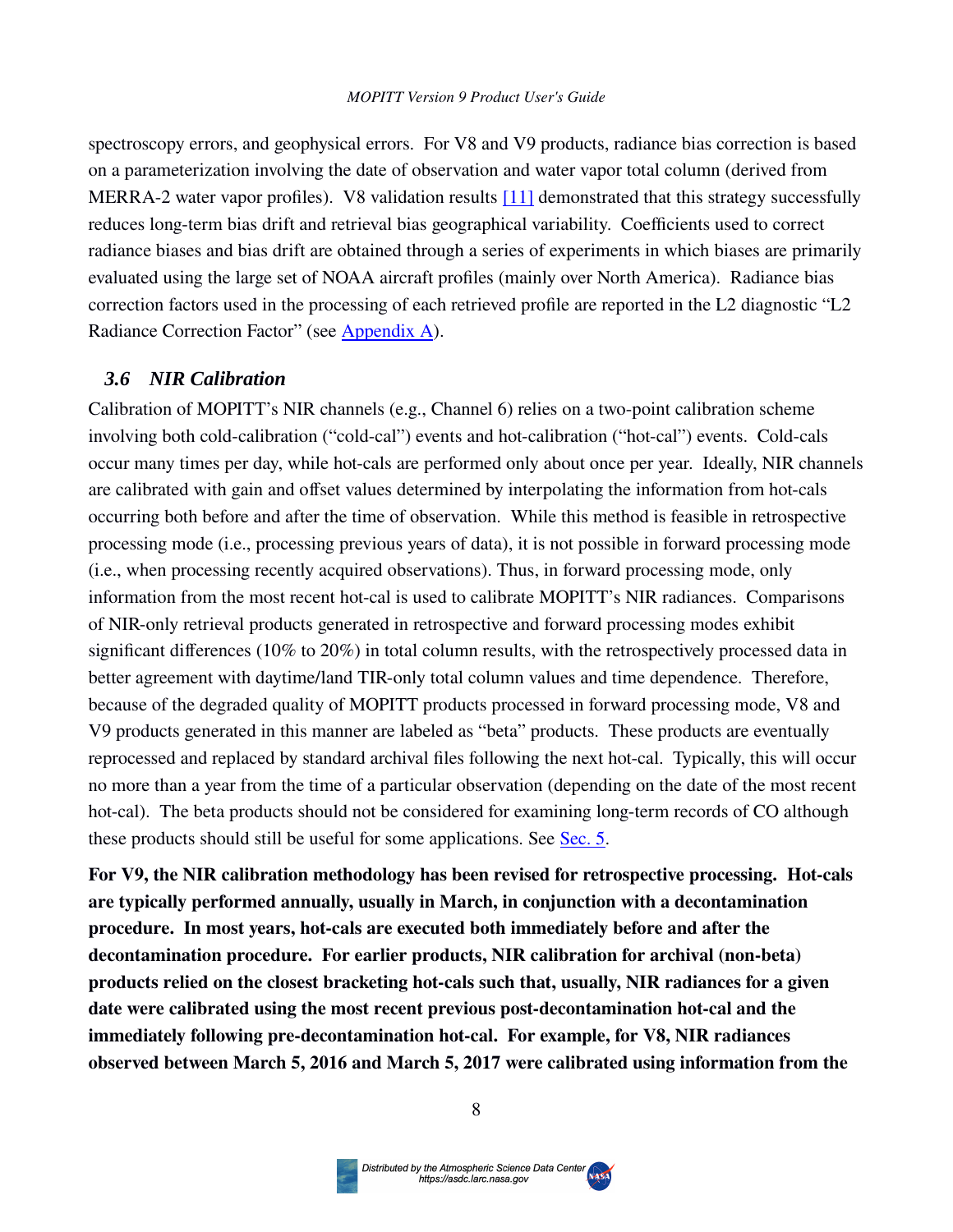spectroscopy errors, and geophysical errors. For V8 and V9 products, radiance bias correction is based on a parameterization involving the date of observation and water vapor total column (derived from MERRA-2 water vapor profiles). V8 validation results [11] demonstrated that this strategy successfully reduces long-term bias drift and retrieval bias geographical variability. Coefficients used to correct radiance biases and bias drift are obtained through a series of experiments in which biases are primarily evaluated using the large set of NOAA aircraft profiles (mainly over North America). Radiance bias correction factors used in the processing of each retrieved profile are reported in the L2 diagnostic "L2 Radiance Correction Factor" (see Appendix A).

### *3.6 NIR Calibration*

Calibration of MOPITT's NIR channels (e.g., Channel 6) relies on a two-point calibration scheme involving both cold-calibration ("cold-cal") events and hot-calibration ("hot-cal") events. Cold-cals occur many times per day, while hot-cals are performed only about once per year. Ideally, NIR channels are calibrated with gain and offset values determined by interpolating the information from hot-cals occurring both before and after the time of observation. While this method is feasible in retrospective processing mode (i.e., processing previous years of data), it is not possible in forward processing mode (i.e., when processing recently acquired observations). Thus, in forward processing mode, only information from the most recent hot-cal is used to calibrate MOPITT's NIR radiances. Comparisons of NIR-only retrieval products generated in retrospective and forward processing modes exhibit significant differences (10% to 20%) in total column results, with the retrospectively processed data in better agreement with daytime/land TIR-only total column values and time dependence. Therefore, because of the degraded quality of MOPITT products processed in forward processing mode, V8 and V9 products generated in this manner are labeled as "beta" products. These products are eventually reprocessed and replaced by standard archival files following the next hot-cal. Typically, this will occur no more than a year from the time of a particular observation (depending on the date of the most recent hot-cal). The beta products should not be considered for examining long-term records of CO although these products should still be useful for some applications. See Sec. 5.

**For V9, the NIR calibration methodology has been revised for retrospective processing. Hot-cals are typically performed annually, usually in March, in conjunction with a decontamination procedure. In most years, hot-cals are executed both immediately before and after the decontamination procedure. For earlier products, NIR calibration for archival (non-beta) products relied on the closest bracketing hot-cals such that, usually, NIR radiances for a given date were calibrated using the most recent previous post-decontamination hot-cal and the immediately following pre-decontamination hot-cal. For example, for V8, NIR radiances observed between March 5, 2016 and March 5, 2017 were calibrated using information from the**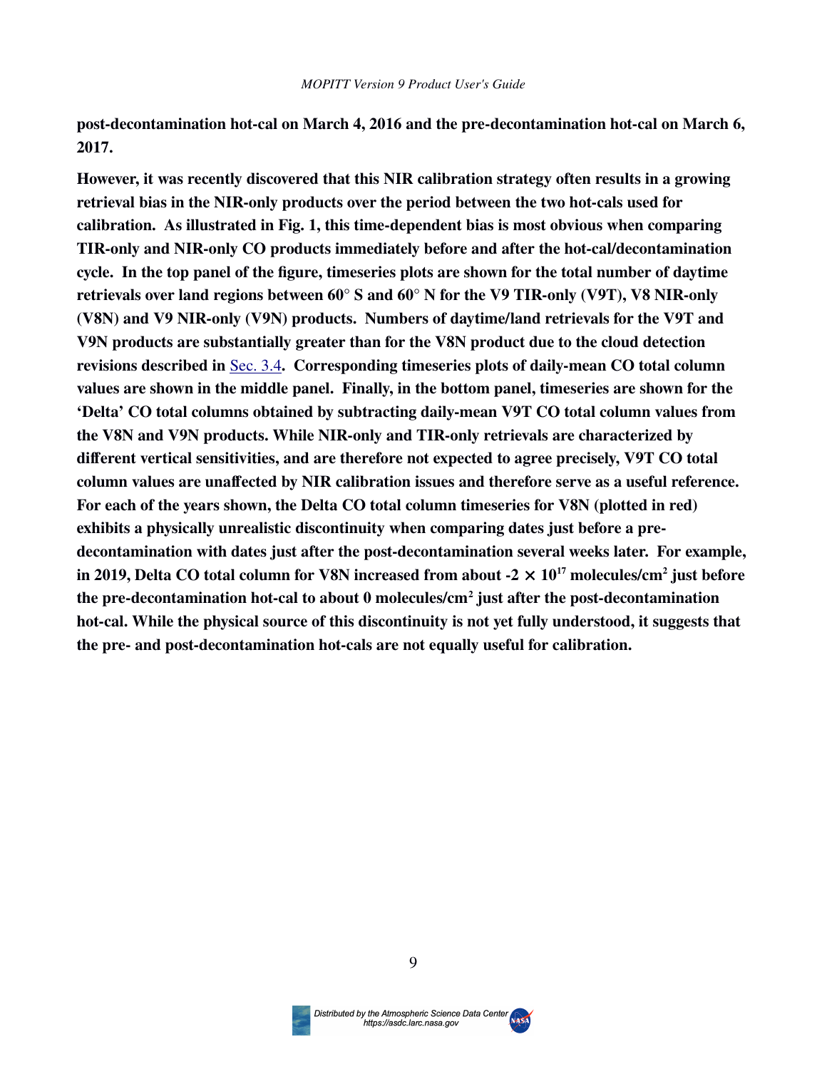**post-decontamination hot-cal on March 4, 2016 and the pre-decontamination hot-cal on March 6, 2017.**

**However, it was recently discovered that this NIR calibration strategy often results in a growing retrieval bias in the NIR-only products over the period between the two hot-cals used for calibration. As illustrated in Fig. 1, this time-dependent bias is most obvious when comparing TIR-only and NIR-only CO products immediately before and after the hot-cal/decontamination cycle. In the top panel of the figure, timeseries plots are shown for the total number of daytime retrievals over land regions between 60° S and 60° N for the V9 TIR-only (V9T), V8 NIR-only (V8N) and V9 NIR-only (V9N) products. Numbers of daytime/land retrievals for the V9T and V9N products are substantially greater than for the V8N product due to the cloud detection revisions described in Sec. 3.4. Corresponding timeseries plots of daily-mean CO total column values are shown in the middle panel. Finally, in the bottom panel, timeseries are shown for the 'Delta' CO total columns obtained by subtracting daily-mean V9T CO total column values from the V8N and V9N products. While NIR-only and TIR-only retrievals are characterized by different vertical sensitivities, and are therefore not expected to agree precisely, V9T CO total column values are unaffected by NIR calibration issues and therefore serve as a useful reference. For each of the years shown, the Delta CO total column timeseries for V8N (plotted in red) exhibits a physically unrealistic discontinuity when comparing dates just before a pre-decontamination with dates just after the post-decontamination several weeks later. For example, in 2019, Delta CO total column for V8N increased from about $-2 \times 10^{17}$ molecules/cm$^2$ just before the pre-decontamination hot-cal to about 0 molecules/cm$^2$ just after the post-decontamination hot-cal. While the physical source of this discontinuity is not yet fully understood, it suggests that the pre- and post-decontamination hot-cals are not equally useful for calibration.**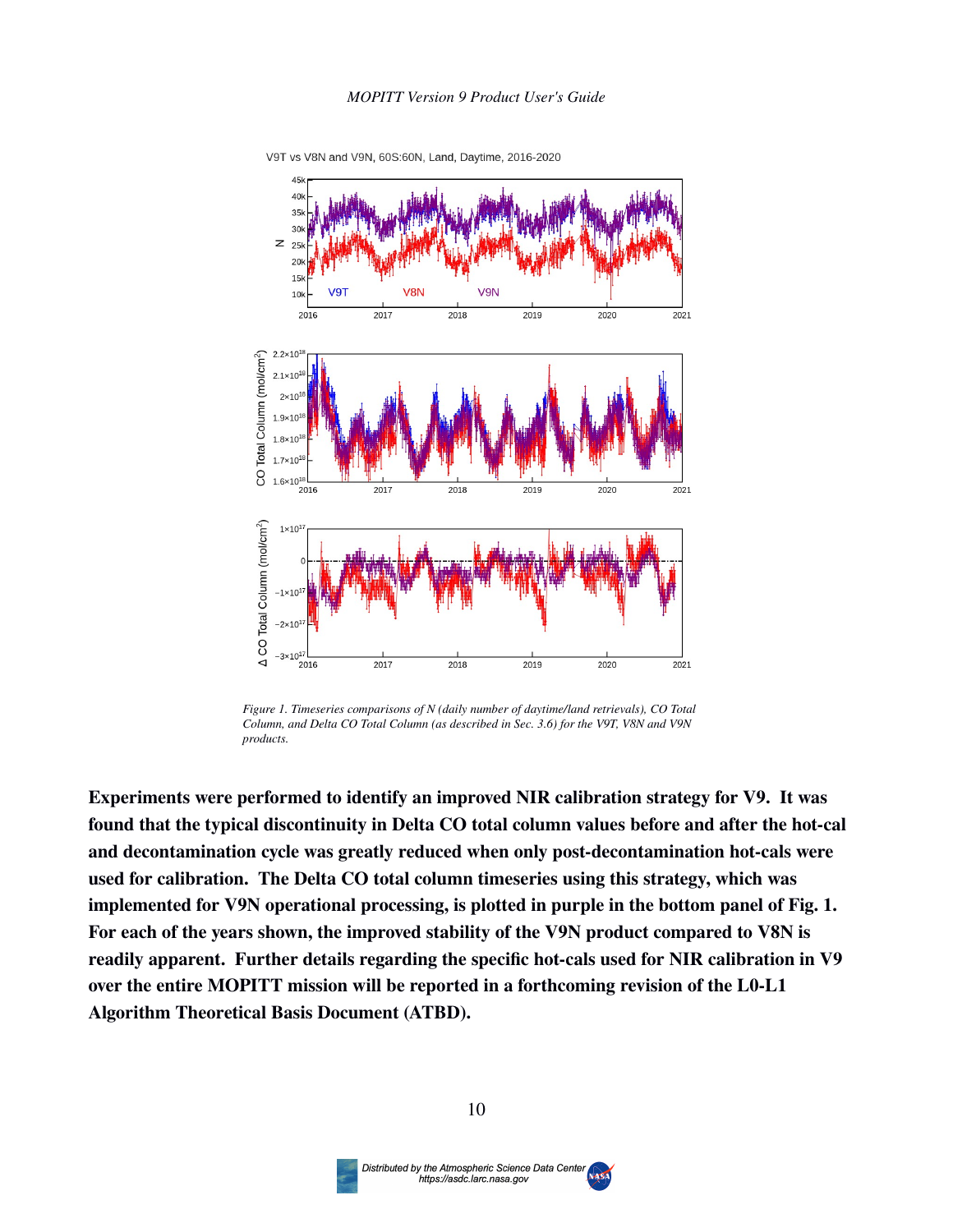*Figure 1. Timeseries comparisons of N (daily number of daytime/land retrievals), CO Total Column, and Delta CO Total Column (as described in Sec. 3.6) for the V9T, V8N and V9N products.*

**Experiments were performed to identify an improved NIR calibration strategy for V9. It was found that the typical discontinuity in Delta CO total column values before and after the hot-cal and decontamination cycle was greatly reduced when only post-decontamination hot-cals were used for calibration. The Delta CO total column timeseries using this strategy, which was implemented for V9N operational processing, is plotted in purple in the bottom panel of Fig. 1. For each of the years shown, the improved stability of the V9N product compared to V8N is readily apparent. Further details regarding the specific hot-cals used for NIR calibration in V9 over the entire MOPITT mission will be reported in a forthcoming revision of the L0-L1 Algorithm Theoretical Basis Document (ATBD).**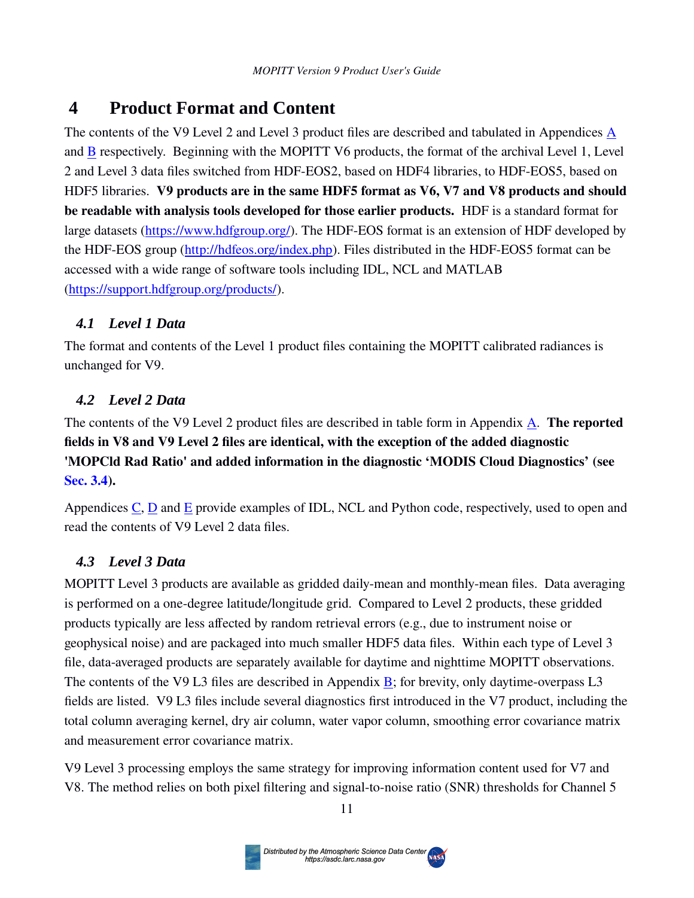# 4 Product Format and Content

The contents of the V9 Level 2 and Level 3 product files are described and tabulated in Appendices A and B respectively. Beginning with the MOPITT V6 products, the format of the archival Level 1, Level 2 and Level 3 data files switched from HDF-EOS2, based on HDF4 libraries, to HDF-EOS5, based on HDF5 libraries. **V9 products are in the same HDF5 format as V6, V7 and V8 products and should be readable with analysis tools developed for those earlier products.** HDF is a standard format for large datasets (https://www.hdfgroup.org/). The HDF-EOS format is an extension of HDF developed by the HDF-EOS group (http://hdfeos.org/index.php). Files distributed in the HDF-EOS5 format can be accessed with a wide range of software tools including IDL, NCL and MATLAB (https://support.hdfgroup.org/products/).

## *4.1 Level 1 Data*

The format and contents of the Level 1 product files containing the MOPITT calibrated radiances is unchanged for V9.

## *4.2 Level 2 Data*

The contents of the V9 Level 2 product files are described in table form in Appendix A. **The reported fields in V8 and V9 Level 2 files are identical, with the exception of the added diagnostic 'MOPCld Rad Ratio' and added information in the diagnostic 'MODIS Cloud Diagnostics' (see Sec. 3.4).**

Appendices C, D and E provide examples of IDL, NCL and Python code, respectively, used to open and read the contents of V9 Level 2 data files.

## *4.3 Level 3 Data*

MOPITT Level 3 products are available as gridded daily-mean and monthly-mean files. Data averaging is performed on a one-degree latitude/longitude grid. Compared to Level 2 products, these gridded products typically are less affected by random retrieval errors (e.g., due to instrument noise or geophysical noise) and are packaged into much smaller HDF5 data files. Within each type of Level 3 file, data-averaged products are separately available for daytime and nighttime MOPITT observations. The contents of the V9 L3 files are described in Appendix B; for brevity, only daytime-overpass L3 fields are listed. V9 L3 files include several diagnostics first introduced in the V7 product, including the total column averaging kernel, dry air column, water vapor column, smoothing error covariance matrix and measurement error covariance matrix.

V9 Level 3 processing employs the same strategy for improving information content used for V7 and V8. The method relies on both pixel filtering and signal-to-noise ratio (SNR) thresholds for Channel 5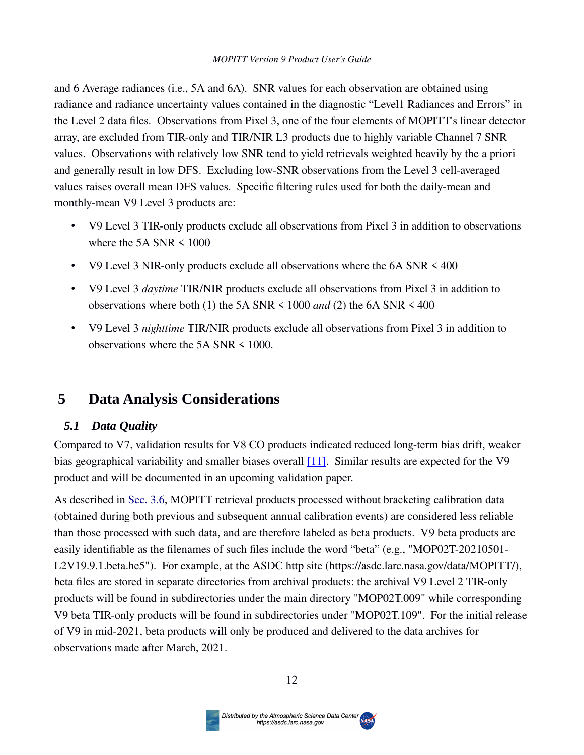and 6 Average radiances (i.e., 5A and 6A). SNR values for each observation are obtained using radiance and radiance uncertainty values contained in the diagnostic "Level1 Radiances and Errors" in the Level 2 data files. Observations from Pixel 3, one of the four elements of MOPITT's linear detector array, are excluded from TIR-only and TIR/NIR L3 products due to highly variable Channel 7 SNR values. Observations with relatively low SNR tend to yield retrievals weighted heavily by the a priori and generally result in low DFS. Excluding low-SNR observations from the Level 3 cell-averaged values raises overall mean DFS values. Specific filtering rules used for both the daily-mean and monthly-mean V9 Level 3 products are:

- V9 Level 3 TIR-only products exclude all observations from Pixel 3 in addition to observations where the 5A SNR < 1000
- V9 Level 3 NIR-only products exclude all observations where the 6A SNR < 400
- V9 Level 3 *daytime* TIR/NIR products exclude all observations from Pixel 3 in addition to observations where both (1) the 5A SNR < 1000 *and* (2) the 6A SNR < 400
- V9 Level 3 *nighttime* TIR/NIR products exclude all observations from Pixel 3 in addition to observations where the 5A SNR < 1000.

# 5 Data Analysis Considerations

## *5.1 Data Quality*

Compared to V7, validation results for V8 CO products indicated reduced long-term bias drift, weaker bias geographical variability and smaller biases overall [11]. Similar results are expected for the V9 product and will be documented in an upcoming validation paper.

As described in Sec. 3.6, MOPITT retrieval products processed without bracketing calibration data (obtained during both previous and subsequent annual calibration events) are considered less reliable than those processed with such data, and are therefore labeled as beta products. V9 beta products are easily identifiable as the filenames of such files include the word "beta" (e.g., "MOP02T-20210501-L2V19.9.1.beta.he5"). For example, at the ASDC http site (https://asdc.larc.nasa.gov/data/MOPITT/), beta files are stored in separate directories from archival products: the archival V9 Level 2 TIR-only products will be found in subdirectories under the main directory "MOP02T.009" while corresponding V9 beta TIR-only products will be found in subdirectories under "MOP02T.109". For the initial release of V9 in mid-2021, beta products will only be produced and delivered to the data archives for observations made after March, 2021.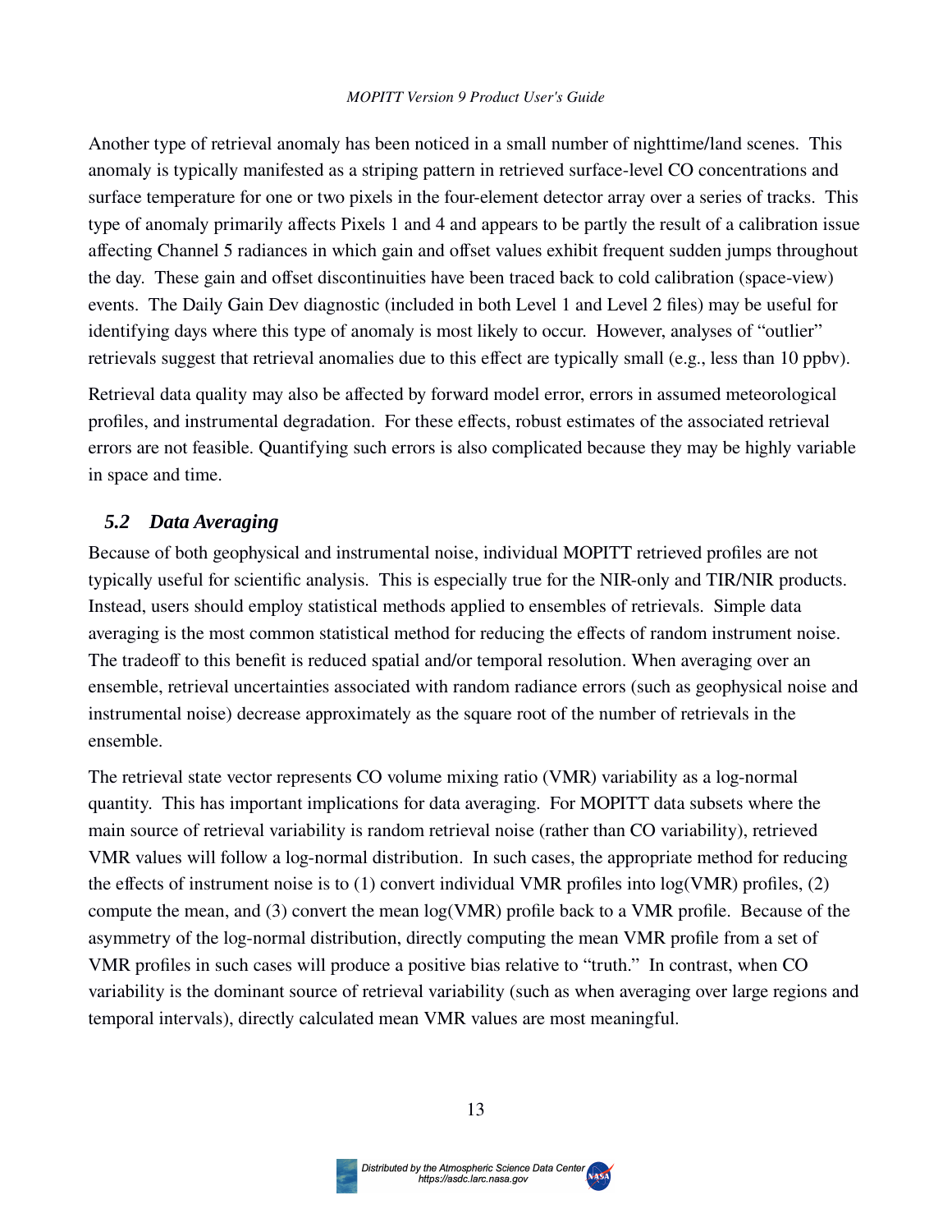Another type of retrieval anomaly has been noticed in a small number of nighttime/land scenes. This anomaly is typically manifested as a striping pattern in retrieved surface-level CO concentrations and surface temperature for one or two pixels in the four-element detector array over a series of tracks. This type of anomaly primarily affects Pixels 1 and 4 and appears to be partly the result of a calibration issue affecting Channel 5 radiances in which gain and offset values exhibit frequent sudden jumps throughout the day. These gain and offset discontinuities have been traced back to cold calibration (space-view) events. The Daily Gain Dev diagnostic (included in both Level 1 and Level 2 files) may be useful for identifying days where this type of anomaly is most likely to occur. However, analyses of "outlier" retrievals suggest that retrieval anomalies due to this effect are typically small (e.g., less than 10 ppbv).

Retrieval data quality may also be affected by forward model error, errors in assumed meteorological profiles, and instrumental degradation. For these effects, robust estimates of the associated retrieval errors are not feasible. Quantifying such errors is also complicated because they may be highly variable in space and time.

## *5.2 Data Averaging*

Because of both geophysical and instrumental noise, individual MOPITT retrieved profiles are not typically useful for scientific analysis. This is especially true for the NIR-only and TIR/NIR products. Instead, users should employ statistical methods applied to ensembles of retrievals. Simple data averaging is the most common statistical method for reducing the effects of random instrument noise. The tradeoff to this benefit is reduced spatial and/or temporal resolution. When averaging over an ensemble, retrieval uncertainties associated with random radiance errors (such as geophysical noise and instrumental noise) decrease approximately as the square root of the number of retrievals in the ensemble.

The retrieval state vector represents CO volume mixing ratio (VMR) variability as a log-normal quantity. This has important implications for data averaging. For MOPITT data subsets where the main source of retrieval variability is random retrieval noise (rather than CO variability), retrieved VMR values will follow a log-normal distribution. In such cases, the appropriate method for reducing the effects of instrument noise is to (1) convert individual VMR profiles into log(VMR) profiles, (2) compute the mean, and (3) convert the mean log(VMR) profile back to a VMR profile. Because of the asymmetry of the log-normal distribution, directly computing the mean VMR profile from a set of VMR profiles in such cases will produce a positive bias relative to "truth." In contrast, when CO variability is the dominant source of retrieval variability (such as when averaging over large regions and temporal intervals), directly calculated mean VMR values are most meaningful.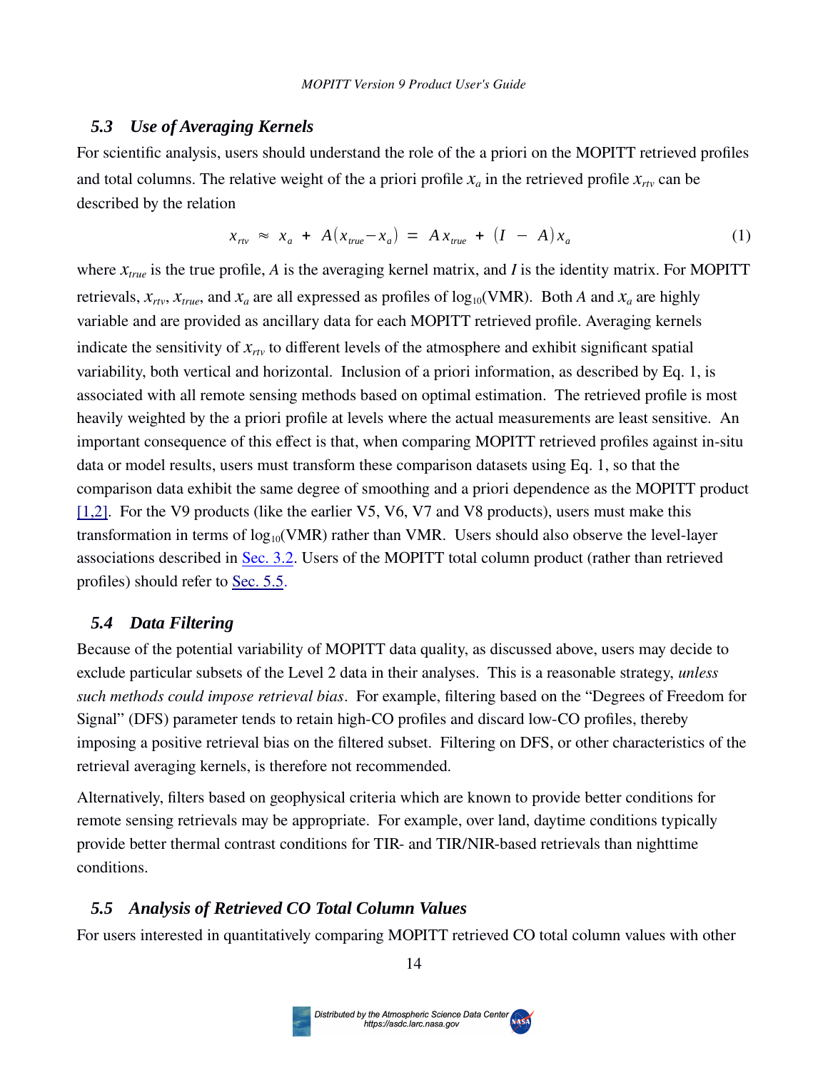### 5.3 Use of Averaging Kernels

For scientific analysis, users should understand the role of the a priori on the MOPITT retrieved profiles and total columns. The relative weight of the a priori profile $x_a$ in the retrieved profile $x_{rtv}$ can be described by the relation

$$x_{rtv} \approx x_a + A(x_{true} - x_a) = A x_{true} + (I - A) x_a \tag{1}$$

where $x_{true}$ is the true profile, $A$ is the averaging kernel matrix, and $I$ is the identity matrix. For MOPITT retrievals, $x_{rtv}$, $x_{true}$, and $x_a$ are all expressed as profiles of $\log_{10}$(VMR). Both $A$ and $x_a$ are highly variable and are provided as ancillary data for each MOPITT retrieved profile. Averaging kernels indicate the sensitivity of $x_{rtv}$ to different levels of the atmosphere and exhibit significant spatial variability, both vertical and horizontal. Inclusion of a priori information, as described by Eq. 1, is associated with all remote sensing methods based on optimal estimation. The retrieved profile is most heavily weighted by the a priori profile at levels where the actual measurements are least sensitive. An important consequence of this effect is that, when comparing MOPITT retrieved profiles against in-situ data or model results, users must transform these comparison datasets using Eq. 1, so that the comparison data exhibit the same degree of smoothing and a priori dependence as the MOPITT product [1,2]. For the V9 products (like the earlier V5, V6, V7 and V8 products), users must make this transformation in terms of $\log_{10}$(VMR) rather than VMR. Users should also observe the level-layer associations described in Sec. 3.2. Users of the MOPITT total column product (rather than retrieved profiles) should refer to Sec. 5.5.

### 5.4 Data Filtering

Because of the potential variability of MOPITT data quality, as discussed above, users may decide to exclude particular subsets of the Level 2 data in their analyses. This is a reasonable strategy, *unless such methods could impose retrieval bias*. For example, filtering based on the "Degrees of Freedom for Signal" (DFS) parameter tends to retain high-CO profiles and discard low-CO profiles, thereby imposing a positive retrieval bias on the filtered subset. Filtering on DFS, or other characteristics of the retrieval averaging kernels, is therefore not recommended.

Alternatively, filters based on geophysical criteria which are known to provide better conditions for remote sensing retrievals may be appropriate. For example, over land, daytime conditions typically provide better thermal contrast conditions for TIR- and TIR/NIR-based retrievals than nighttime conditions.

### 5.5 Analysis of Retrieved CO Total Column Values

For users interested in quantitatively comparing MOPITT retrieved CO total column values with other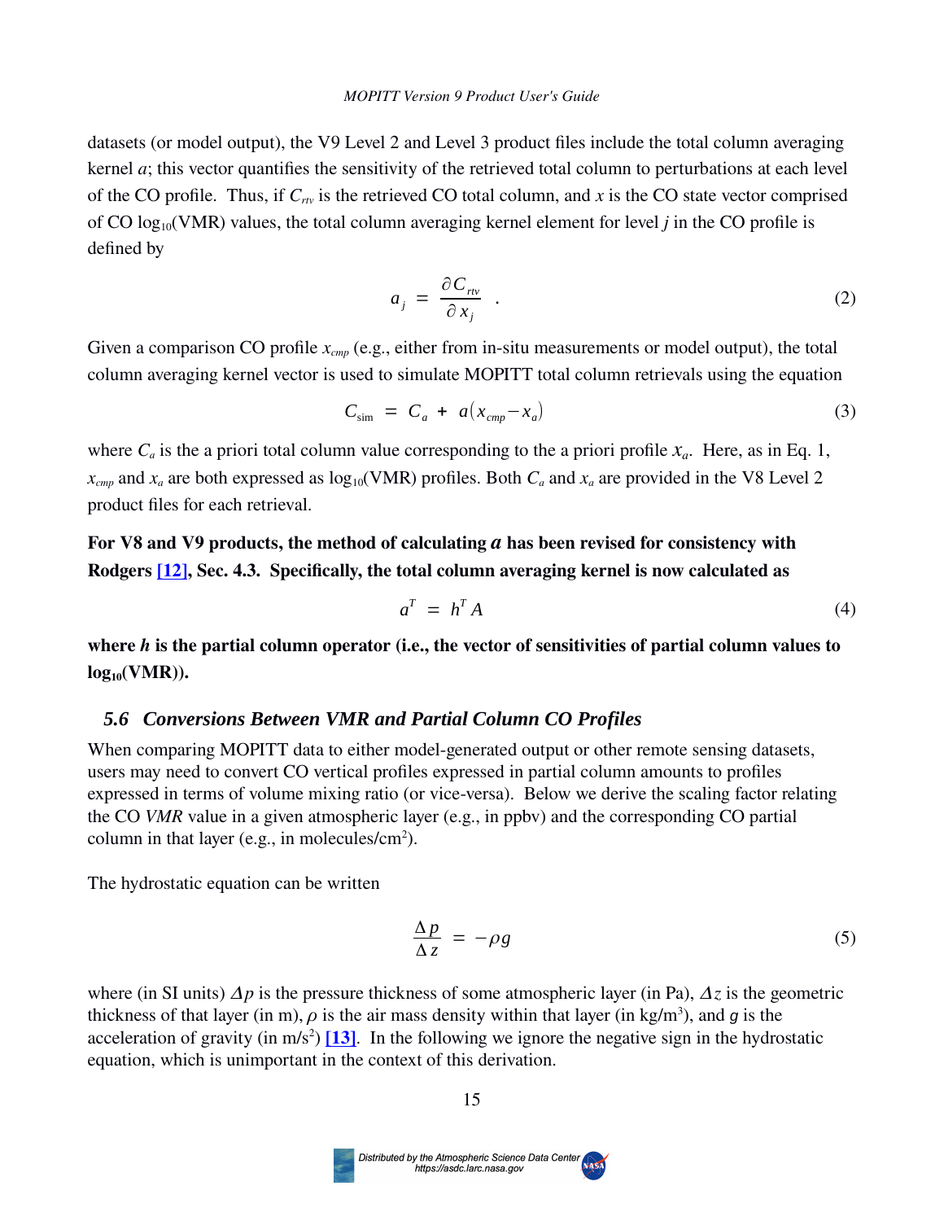datasets (or model output), the V9 Level 2 and Level 3 product files include the total column averaging kernel $a$; this vector quantifies the sensitivity of the retrieved total column to perturbations at each level of the CO profile. Thus, if $C_{rtv}$ is the retrieved CO total column, and $x$ is the CO state vector comprised of CO $\log_{10}$(VMR) values, the total column averaging kernel element for level $j$ in the CO profile is defined by

$$a_j = \frac{\partial C_{rtv}}{\partial x_j} \quad . \tag{2}$$

Given a comparison CO profile $x_{cmp}$ (e.g., either from in-situ measurements or model output), the total column averaging kernel vector is used to simulate MOPITT total column retrievals using the equation

$$C_{\text{sim}} = C_a + a(x_{cmp} - x_a) \tag{3}$$

where $C_a$ is the a priori total column value corresponding to the a priori profile $x_a$. Here, as in Eq. 1, $x_{cmp}$ and $x_a$ are both expressed as $\log_{10}$(VMR) profiles. Both $C_a$ and $x_a$ are provided in the V8 Level 2 product files for each retrieval.

**For V8 and V9 products, the method of calculating $a$ has been revised for consistency with Rodgers [12], Sec. 4.3. Specifically, the total column averaging kernel is now calculated as**

$$a^T = h^T A \tag{4}$$

**where $h$ is the partial column operator (i.e., the vector of sensitivities of partial column values to $\log_{10}$(VMR)).**

### *5.6 Conversions Between VMR and Partial Column CO Profiles*

When comparing MOPITT data to either model-generated output or other remote sensing datasets, users may need to convert CO vertical profiles expressed in partial column amounts to profiles expressed in terms of volume mixing ratio (or vice-versa). Below we derive the scaling factor relating the CO *VMR* value in a given atmospheric layer (e.g., in ppbv) and the corresponding CO partial column in that layer (e.g., in molecules/cm$^2$).

The hydrostatic equation can be written

$$\frac{\Delta p}{\Delta z} = -\rho g \tag{5}$$

where (in SI units) $\Delta p$ is the pressure thickness of some atmospheric layer (in Pa), $\Delta z$ is the geometric thickness of that layer (in m), $\rho$ is the air mass density within that layer (in kg/m$^3$), and $g$ is the acceleration of gravity (in m/s$^2$) [13]. In the following we ignore the negative sign in the hydrostatic equation, which is unimportant in the context of this derivation.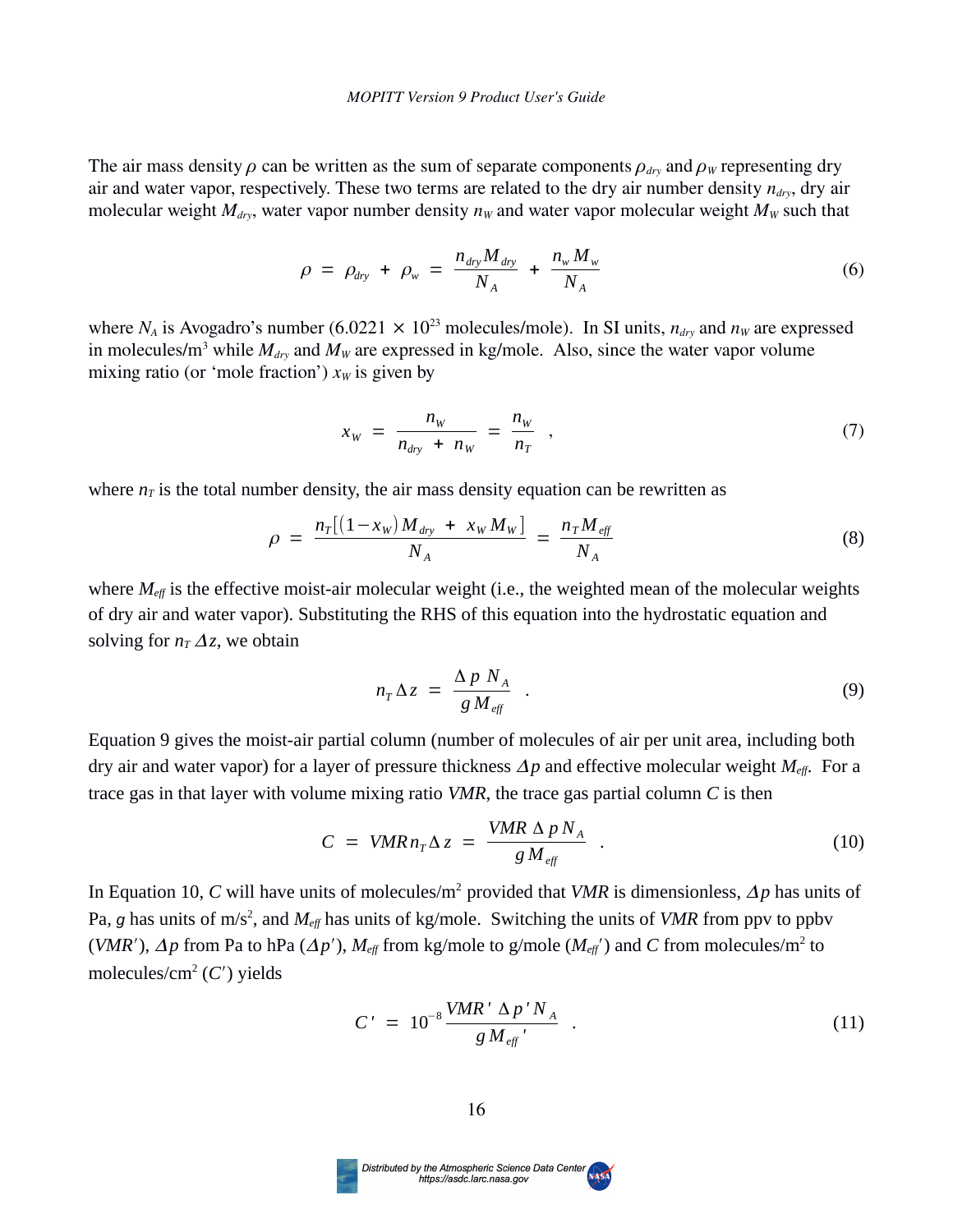The air mass density $\rho$ can be written as the sum of separate components $\rho_{dry}$ and $\rho_W$ representing dry air and water vapor, respectively. These two terms are related to the dry air number density $n_{dry}$, dry air molecular weight $M_{dry}$, water vapor number density $n_W$ and water vapor molecular weight $M_W$ such that

$$\rho = \rho_{dry} + \rho_w = \frac{n_{dry} M_{dry}}{N_A} + \frac{n_w M_w}{N_A} \tag{6}$$

where $N_A$ is Avogadro's number ($6.0221 \times 10^{23}$ molecules/mole). In SI units, $n_{dry}$ and $n_W$ are expressed in molecules/m$^3$ while $M_{dry}$ and $M_W$ are expressed in kg/mole. Also, since the water vapor volume mixing ratio (or 'mole fraction') $x_W$ is given by

$$x_W = \frac{n_W}{n_{dry} + n_W} = \frac{n_W}{n_T} \quad , \tag{7}$$

where $n_T$ is the total number density, the air mass density equation can be rewritten as

$$\rho = \frac{n_T[(1-x_W) M_{dry} + x_W M_W]}{N_A} = \frac{n_T M_{eff}}{N_A} \tag{8}$$

where $M_{eff}$ is the effective moist-air molecular weight (i.e., the weighted mean of the molecular weights of dry air and water vapor). Substituting the RHS of this equation into the hydrostatic equation and solving for $n_T \Delta z$, we obtain

$$n_T \Delta z = \frac{\Delta p \ N_A}{g M_{eff}} \quad . \tag{9}$$

Equation 9 gives the moist-air partial column (number of molecules of air per unit area, including both dry air and water vapor) for a layer of pressure thickness $\Delta p$ and effective molecular weight $M_{eff}$. For a trace gas in that layer with volume mixing ratio *VMR*, the trace gas partial column $C$ is then

$$C = VMR \, n_T \Delta z = \frac{VMR \ \Delta p \, N_A}{g M_{eff}} \quad . \tag{10}$$

In Equation 10, $C$ will have units of molecules/m$^2$ provided that *VMR* is dimensionless, $\Delta p$ has units of Pa, $g$ has units of m/s$^2$, and $M_{eff}$ has units of kg/mole. Switching the units of *VMR* from ppv to ppbv ($VMR'$), $\Delta p$ from Pa to hPa ($\Delta p'$), $M_{eff}$ from kg/mole to g/mole ($M_{eff}'$) and $C$ from molecules/m$^2$ to molecules/cm$^2$ ($C'$) yields

$$C' = 10^{-8} \frac{VMR' \ \Delta p' \, N_A}{g \, M_{eff}'} \quad . \tag{11}$$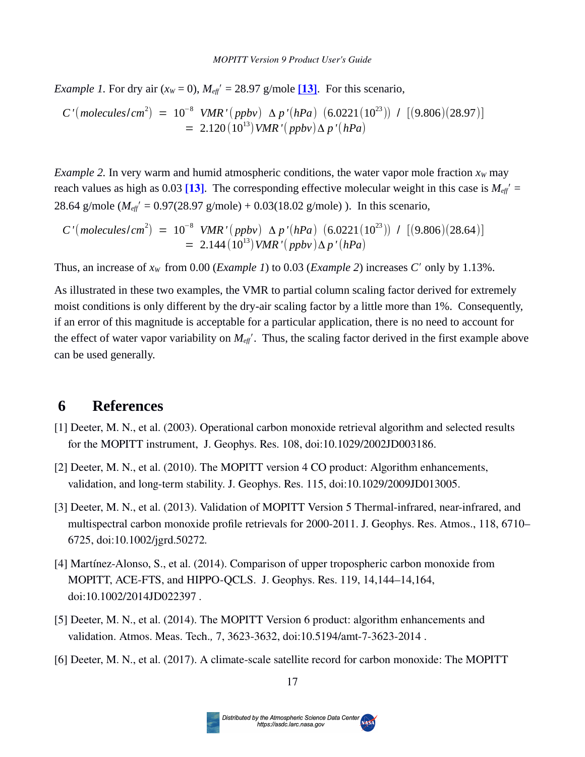*Example 1.* For dry air ($x_W = 0$), $M_{eff}' = 28.97$ g/mole [13]. For this scenario,

$$
\begin{aligned}
C'(molecules/cm^2) &= 10^{-8}\ VMR'(ppbv)\ \Delta p'(hPa)\ (6.0221(10^{23}))\ /\ [(9.806)(28.97)] \\
&= 2.120(10^{13})\,VMR'(ppbv)\,\Delta p'(hPa)
\end{aligned}
$$

*Example 2.* In very warm and humid atmospheric conditions, the water vapor mole fraction $x_W$ may reach values as high as 0.03 [13]. The corresponding effective molecular weight in this case is $M_{eff}'$ = 28.64 g/mole ($M_{eff}'$ = 0.97(28.97 g/mole) + 0.03(18.02 g/mole) ). In this scenario,

$$
\begin{aligned}
C'(molecules/cm^2) &= 10^{-8}\ VMR'(ppbv)\ \Delta p'(hPa)\ (6.0221(10^{23}))\ /\ [(9.806)(28.64)] \\
&= 2.144(10^{13})\,VMR'(ppbv)\,\Delta p'(hPa)
\end{aligned}
$$

Thus, an increase of $x_W$ from 0.00 (*Example 1*) to 0.03 (*Example 2*) increases $C'$ only by 1.13%.

As illustrated in these two examples, the VMR to partial column scaling factor derived for extremely moist conditions is only different by the dry-air scaling factor by a little more than 1%. Consequently, if an error of this magnitude is acceptable for a particular application, there is no need to account for the effect of water vapor variability on $M_{eff}'$. Thus, the scaling factor derived in the first example above can be used generally.

# 6 References

[1] Deeter, M. N., et al. (2003). Operational carbon monoxide retrieval algorithm and selected results for the MOPITT instrument, J. Geophys. Res. 108, doi:10.1029/2002JD003186.

[2] Deeter, M. N., et al. (2010). The MOPITT version 4 CO product: Algorithm enhancements, validation, and long-term stability. J. Geophys. Res. 115, doi:10.1029/2009JD013005.

[3] Deeter, M. N., et al. (2013). Validation of MOPITT Version 5 Thermal-infrared, near-infrared, and multispectral carbon monoxide profile retrievals for 2000-2011. J. Geophys. Res. Atmos., 118, 6710–6725, doi:10.1002/jgrd.50272.

[4] Martínez-Alonso, S., et al. (2014). Comparison of upper tropospheric carbon monoxide from MOPITT, ACE-FTS, and HIPPO-QCLS. J. Geophys. Res. 119, 14,144–14,164, doi:10.1002/2014JD022397 .

[5] Deeter, M. N., et al. (2014). The MOPITT Version 6 product: algorithm enhancements and validation. Atmos. Meas. Tech., 7, 3623-3632, doi:10.5194/amt-7-3623-2014 .

[6] Deeter, M. N., et al. (2017). A climate-scale satellite record for carbon monoxide: The MOPITT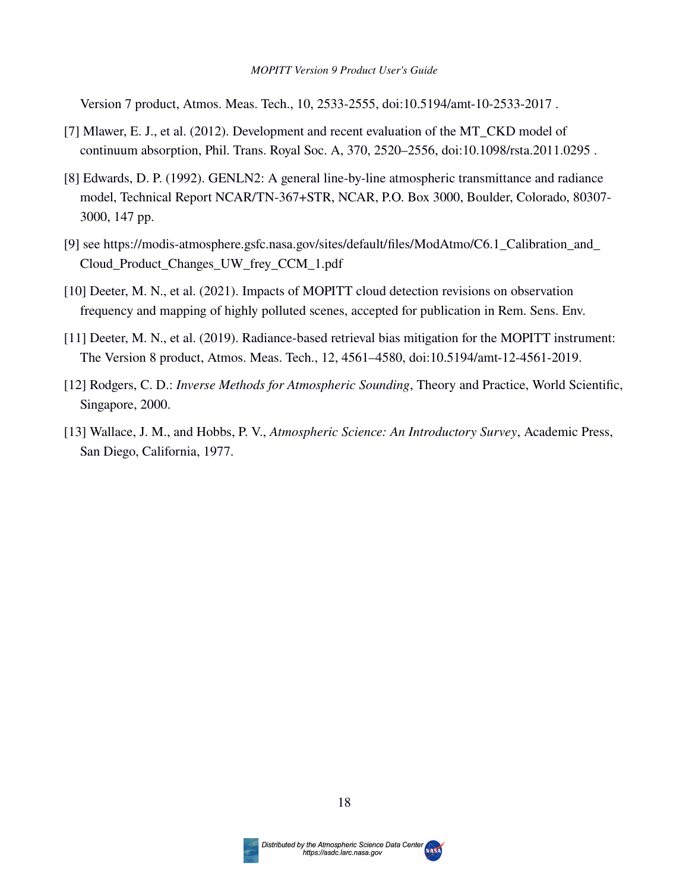Version 7 product, Atmos. Meas. Tech., 10, 2533-2555, doi:10.5194/amt-10-2533-2017 .

[7] Mlawer, E. J., et al. (2012). Development and recent evaluation of the MT_CKD model of continuum absorption, Phil. Trans. Royal Soc. A, 370, 2520–2556, doi:10.1098/rsta.2011.0295 .

[8] Edwards, D. P. (1992). GENLN2: A general line-by-line atmospheric transmittance and radiance model, Technical Report NCAR/TN-367+STR, NCAR, P.O. Box 3000, Boulder, Colorado, 80307-3000, 147 pp.

[9] see https://modis-atmosphere.gsfc.nasa.gov/sites/default/files/ModAtmo/C6.1_Calibration_and_Cloud_Product_Changes_UW_frey_CCM_1.pdf

[10] Deeter, M. N., et al. (2021). Impacts of MOPITT cloud detection revisions on observation frequency and mapping of highly polluted scenes, accepted for publication in Rem. Sens. Env.

[11] Deeter, M. N., et al. (2019). Radiance-based retrieval bias mitigation for the MOPITT instrument: The Version 8 product, Atmos. Meas. Tech., 12, 4561–4580, doi:10.5194/amt-12-4561-2019.

[12] Rodgers, C. D.: *Inverse Methods for Atmospheric Sounding*, Theory and Practice, World Scientific, Singapore, 2000.

[13] Wallace, J. M., and Hobbs, P. V., *Atmospheric Science: An Introductory Survey*, Academic Press, San Diego, California, 1977.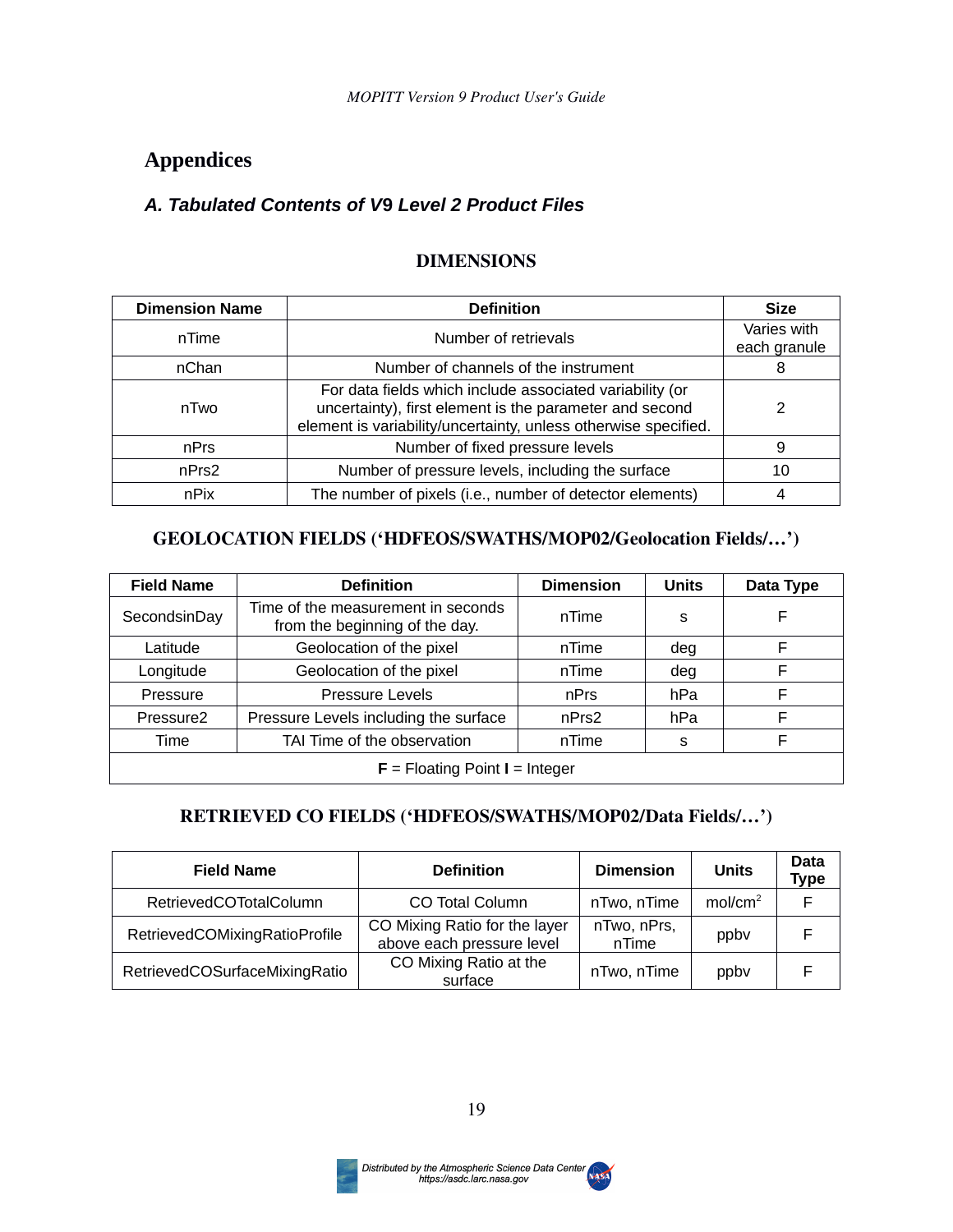# Appendices

## *A. Tabulated Contents of V9 Level 2 Product Files*

### DIMENSIONS

| Dimension Name | Definition | Size |
|---|---|---|
| nTime | Number of retrievals | Varies with each granule |
| nChan | Number of channels of the instrument | 8 |
| nTwo | For data fields which include associated variability (or uncertainty), first element is the parameter and second element is variability/uncertainty, unless otherwise specified. | 2 |
| nPrs | Number of fixed pressure levels | 9 |
| nPrs2 | Number of pressure levels, including the surface | 10 |
| nPix | The number of pixels (i.e., number of detector elements) | 4 |

### GEOLOCATION FIELDS ('HDFEOS/SWATHS/MOP02/Geolocation Fields/…')

| Field Name | Definition | Dimension | Units | Data Type |
|---|---|---|---|---|
| SecondsinDay | Time of the measurement in seconds from the beginning of the day. | nTime | s | F |
| Latitude | Geolocation of the pixel | nTime | deg | F |
| Longitude | Geolocation of the pixel | nTime | deg | F |
| Pressure | Pressure Levels | nPrs | hPa | F |
| Pressure2 | Pressure Levels including the surface | nPrs2 | hPa | F |
| Time | TAI Time of the observation | nTime | s | F |
| **F** = Floating Point **I** = Integer | | | | |

### RETRIEVED CO FIELDS ('HDFEOS/SWATHS/MOP02/Data Fields/…')

| Field Name | Definition | Dimension | Units | Data Type |
|---|---|---|---|---|
| RetrievedCOTotalColumn | CO Total Column | nTwo, nTime | mol/cm$^2$ | F |
| RetrievedCOMixingRatioProfile | CO Mixing Ratio for the layer above each pressure level | nTwo, nPrs, nTime | ppbv | F |
| RetrievedCOSurfaceMixingRatio | CO Mixing Ratio at the surface | nTwo, nTime | ppbv | F |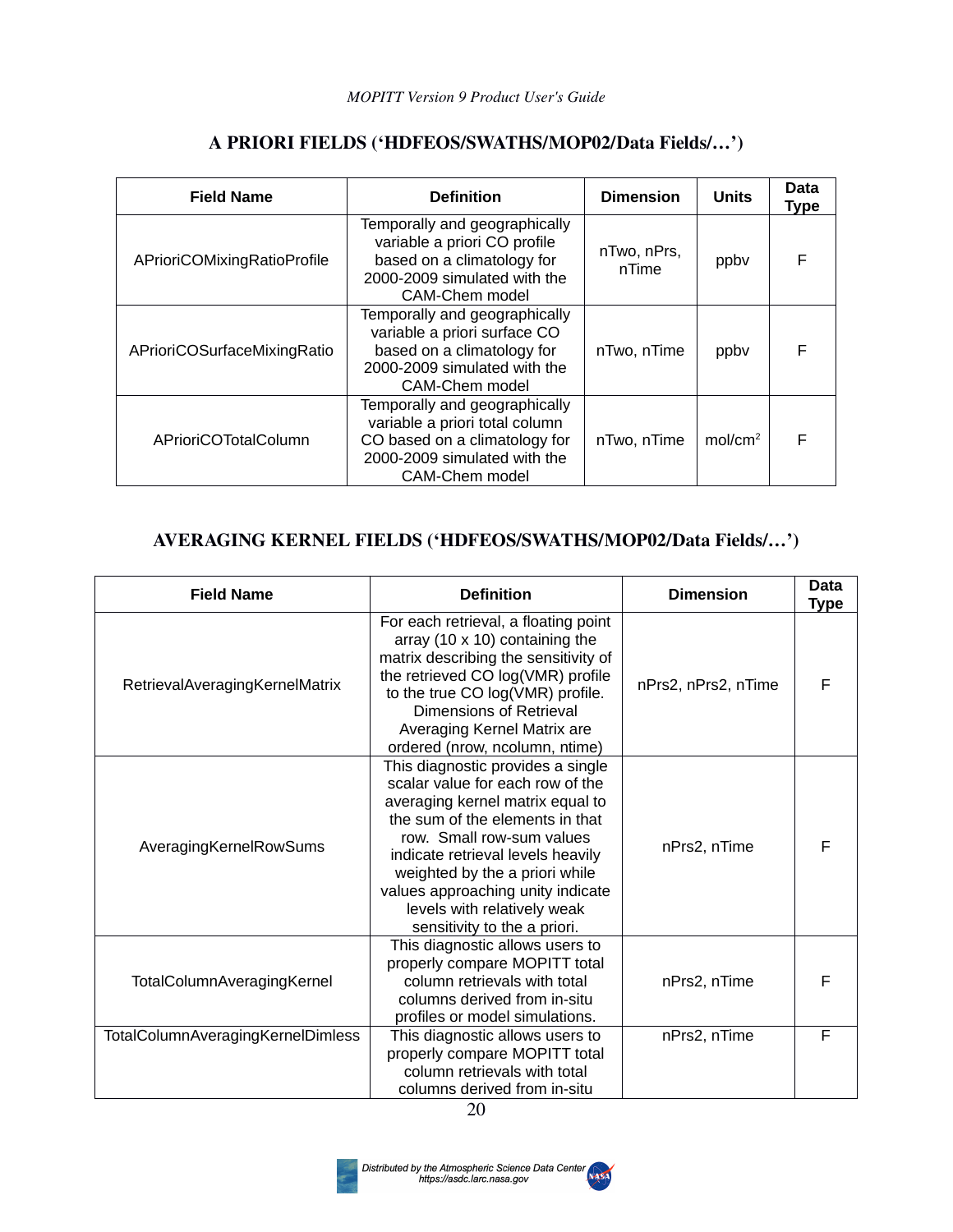## A PRIORI FIELDS ('HDFEOS/SWATHS/MOP02/Data Fields/…')

| Field Name | Definition | Dimension | Units | Data Type |
|---|---|---|---|---|
| APrioriCOMixingRatioProfile | Temporally and geographically variable a priori CO profile based on a climatology for 2000-2009 simulated with the CAM-Chem model | nTwo, nPrs, nTime | ppbv | F |
| APrioriCOSurfaceMixingRatio | Temporally and geographically variable a priori surface CO based on a climatology for 2000-2009 simulated with the CAM-Chem model | nTwo, nTime | ppbv | F |
| APrioriCOTotalColumn | Temporally and geographically variable a priori total column CO based on a climatology for 2000-2009 simulated with the CAM-Chem model | nTwo, nTime | mol/cm$^2$ | F |

## AVERAGING KERNEL FIELDS ('HDFEOS/SWATHS/MOP02/Data Fields/…')

| Field Name | Definition | Dimension | Data Type |
|---|---|---|---|
| RetrievalAveragingKernelMatrix | For each retrieval, a floating point array (10 x 10) containing the matrix describing the sensitivity of the retrieved CO log(VMR) profile to the true CO log(VMR) profile. Dimensions of Retrieval Averaging Kernel Matrix are ordered (nrow, ncolumn, ntime) | nPrs2, nPrs2, nTime | F |
| AveragingKernelRowSums | This diagnostic provides a single scalar value for each row of the averaging kernel matrix equal to the sum of the elements in that row. Small row-sum values indicate retrieval levels heavily weighted by the a priori while values approaching unity indicate levels with relatively weak sensitivity to the a priori. | nPrs2, nTime | F |
| TotalColumnAveragingKernel | This diagnostic allows users to properly compare MOPITT total column retrievals with total columns derived from in-situ profiles or model simulations. | nPrs2, nTime | F |
| TotalColumnAveragingKernelDimless | This diagnostic allows users to properly compare MOPITT total column retrievals with total columns derived from in-situ | nPrs2, nTime | F |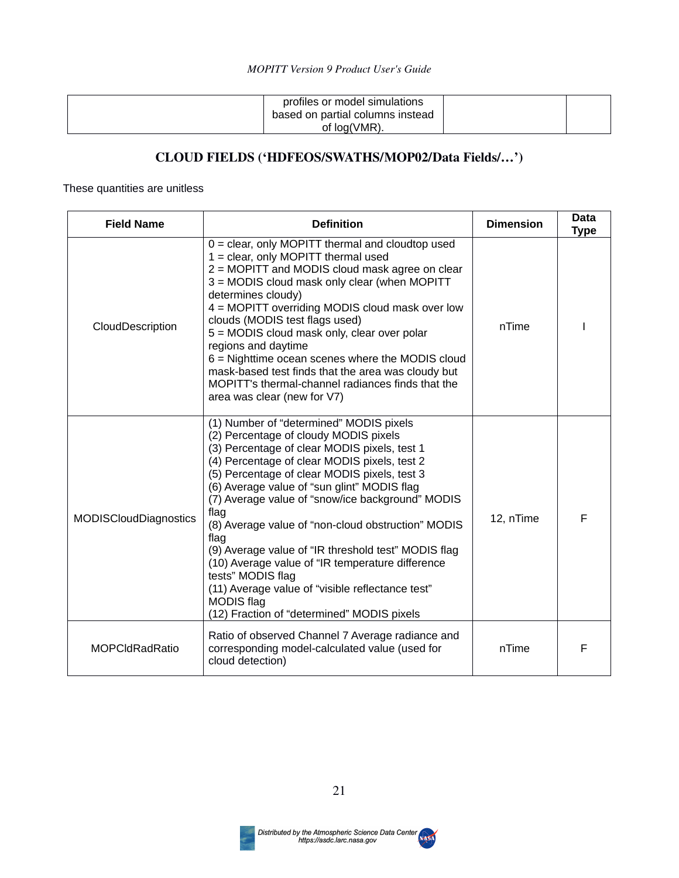| | profiles or model simulations based on partial columns instead of log(VMR). | | |
|---|---|---|---|

## CLOUD FIELDS ('HDFEOS/SWATHS/MOP02/Data Fields/…')

These quantities are unitless

| Field Name | Definition | Dimension | Data Type |
|---|---|---|---|
| CloudDescription | 0 = clear, only MOPITT thermal and cloudtop used<br>1 = clear, only MOPITT thermal used<br>2 = MOPITT and MODIS cloud mask agree on clear<br>3 = MODIS cloud mask only clear (when MOPITT determines cloudy)<br>4 = MOPITT overriding MODIS cloud mask over low clouds (MODIS test flags used)<br>5 = MODIS cloud mask only, clear over polar regions and daytime<br>6 = Nighttime ocean scenes where the MODIS cloud mask-based test finds that the area was cloudy but MOPITT's thermal-channel radiances finds that the area was clear (new for V7) | nTime | I |
| MODISCloudDiagnostics | (1) Number of "determined" MODIS pixels<br>(2) Percentage of cloudy MODIS pixels<br>(3) Percentage of clear MODIS pixels, test 1<br>(4) Percentage of clear MODIS pixels, test 2<br>(5) Percentage of clear MODIS pixels, test 3<br>(6) Average value of "sun glint" MODIS flag<br>(7) Average value of "snow/ice background" MODIS flag<br>(8) Average value of "non-cloud obstruction" MODIS flag<br>(9) Average value of "IR threshold test" MODIS flag<br>(10) Average value of "IR temperature difference tests" MODIS flag<br>(11) Average value of "visible reflectance test" MODIS flag<br>(12) Fraction of "determined" MODIS pixels | 12, nTime | F |
| MOPCldRadRatio | Ratio of observed Channel 7 Average radiance and corresponding model-calculated value (used for cloud detection) | nTime | F |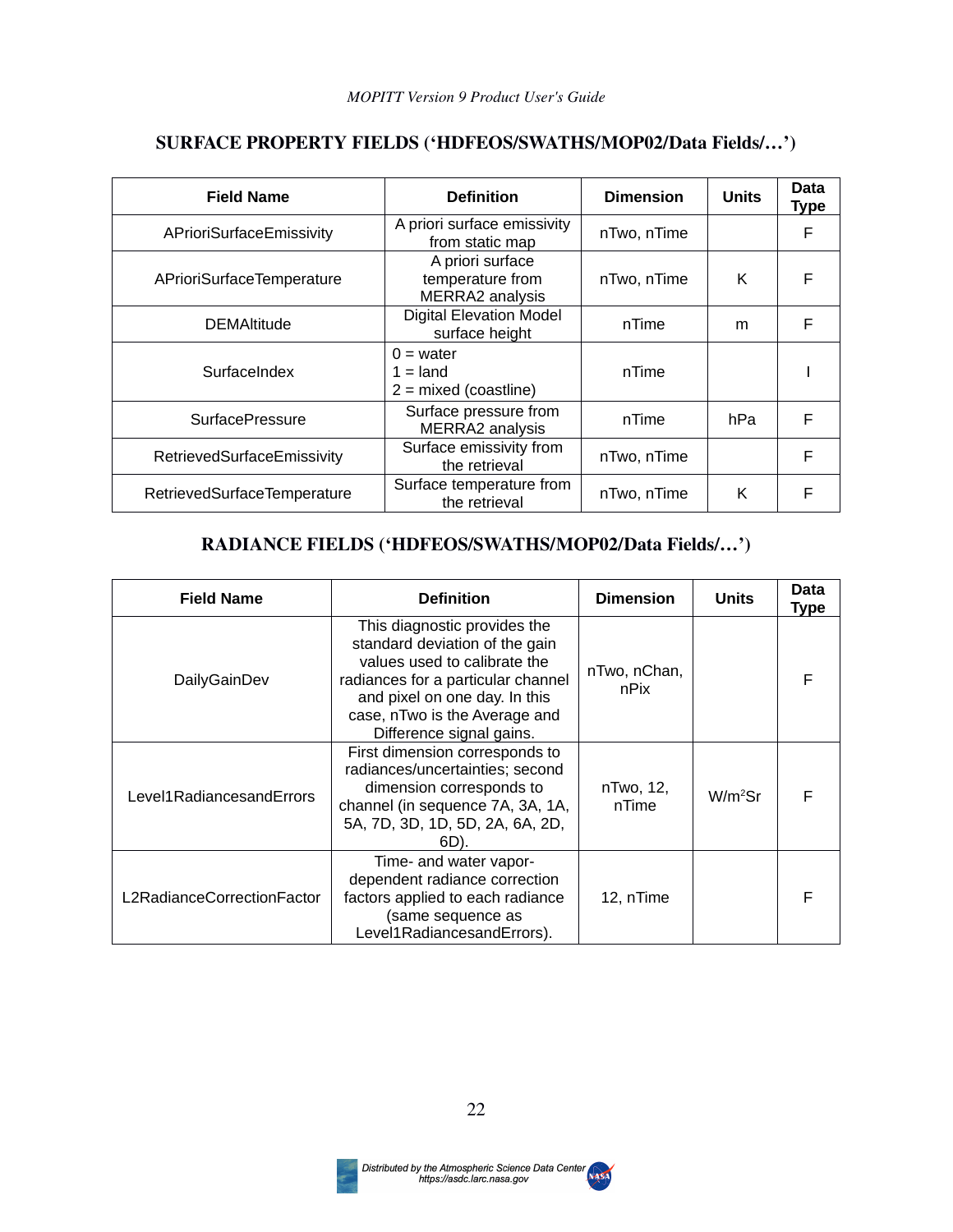## SURFACE PROPERTY FIELDS ('HDFEOS/SWATHS/MOP02/Data Fields/…')

| Field Name | Definition | Dimension | Units | Data Type |
|---|---|---|---|---|
| APrioriSurfaceEmissivity | A priori surface emissivity from static map | nTwo, nTime | | F |
| APrioriSurfaceTemperature | A priori surface temperature from MERRA2 analysis | nTwo, nTime | K | F |
| DEMAltitude | Digital Elevation Model surface height | nTime | m | F |
| SurfaceIndex | 0 = water<br>1 = land<br>2 = mixed (coastline) | nTime | | I |
| SurfacePressure | Surface pressure from MERRA2 analysis | nTime | hPa | F |
| RetrievedSurfaceEmissivity | Surface emissivity from the retrieval | nTwo, nTime | | F |
| RetrievedSurfaceTemperature | Surface temperature from the retrieval | nTwo, nTime | K | F |

## RADIANCE FIELDS ('HDFEOS/SWATHS/MOP02/Data Fields/…')

| Field Name | Definition | Dimension | Units | Data Type |
|---|---|---|---|---|
| DailyGainDev | This diagnostic provides the standard deviation of the gain values used to calibrate the radiances for a particular channel and pixel on one day. In this case, nTwo is the Average and Difference signal gains. | nTwo, nChan, nPix | | F |
| Level1RadiancesandErrors | First dimension corresponds to radiances/uncertainties; second dimension corresponds to channel (in sequence 7A, 3A, 1A, 5A, 7D, 3D, 1D, 5D, 2A, 6A, 2D, 6D). | nTwo, 12, nTime | W/m$^2$Sr | F |
| L2RadianceCorrectionFactor | Time- and water vapor-dependent radiance correction factors applied to each radiance (same sequence as Level1RadiancesandErrors). | 12, nTime | | F |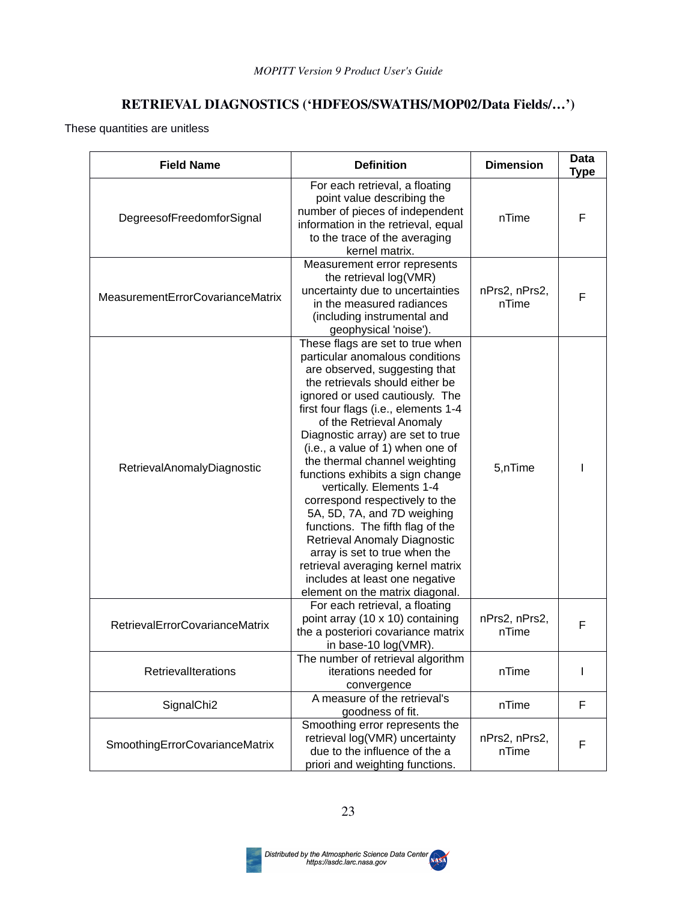## RETRIEVAL DIAGNOSTICS ('HDFEOS/SWATHS/MOP02/Data Fields/…')

These quantities are unitless

| Field Name | Definition | Dimension | Data Type |
|---|---|---|---|
| DegreesofFreedomforSignal | For each retrieval, a floating point value describing the number of pieces of independent information in the retrieval, equal to the trace of the averaging kernel matrix. | nTime | F |
| MeasurementErrorCovarianceMatrix | Measurement error represents the retrieval log(VMR) uncertainty due to uncertainties in the measured radiances (including instrumental and geophysical 'noise'). | nPrs2, nPrs2, nTime | F |
| RetrievalAnomalyDiagnostic | These flags are set to true when particular anomalous conditions are observed, suggesting that the retrievals should either be ignored or used cautiously. The first four flags (i.e., elements 1-4 of the Retrieval Anomaly Diagnostic array) are set to true (i.e., a value of 1) when one of the thermal channel weighting functions exhibits a sign change vertically. Elements 1-4 correspond respectively to the 5A, 5D, 7A, and 7D weighing functions. The fifth flag of the Retrieval Anomaly Diagnostic array is set to true when the retrieval averaging kernel matrix includes at least one negative element on the matrix diagonal. | 5,nTime | I |
| RetrievalErrorCovarianceMatrix | For each retrieval, a floating point array (10 x 10) containing the a posteriori covariance matrix in base-10 log(VMR). | nPrs2, nPrs2, nTime | F |
| RetrievalIterations | The number of retrieval algorithm iterations needed for convergence | nTime | I |
| SignalChi2 | A measure of the retrieval's goodness of fit. | nTime | F |
| SmoothingErrorCovarianceMatrix | Smoothing error represents the retrieval log(VMR) uncertainty due to the influence of the a priori and weighting functions. | nPrs2, nPrs2, nTime | F |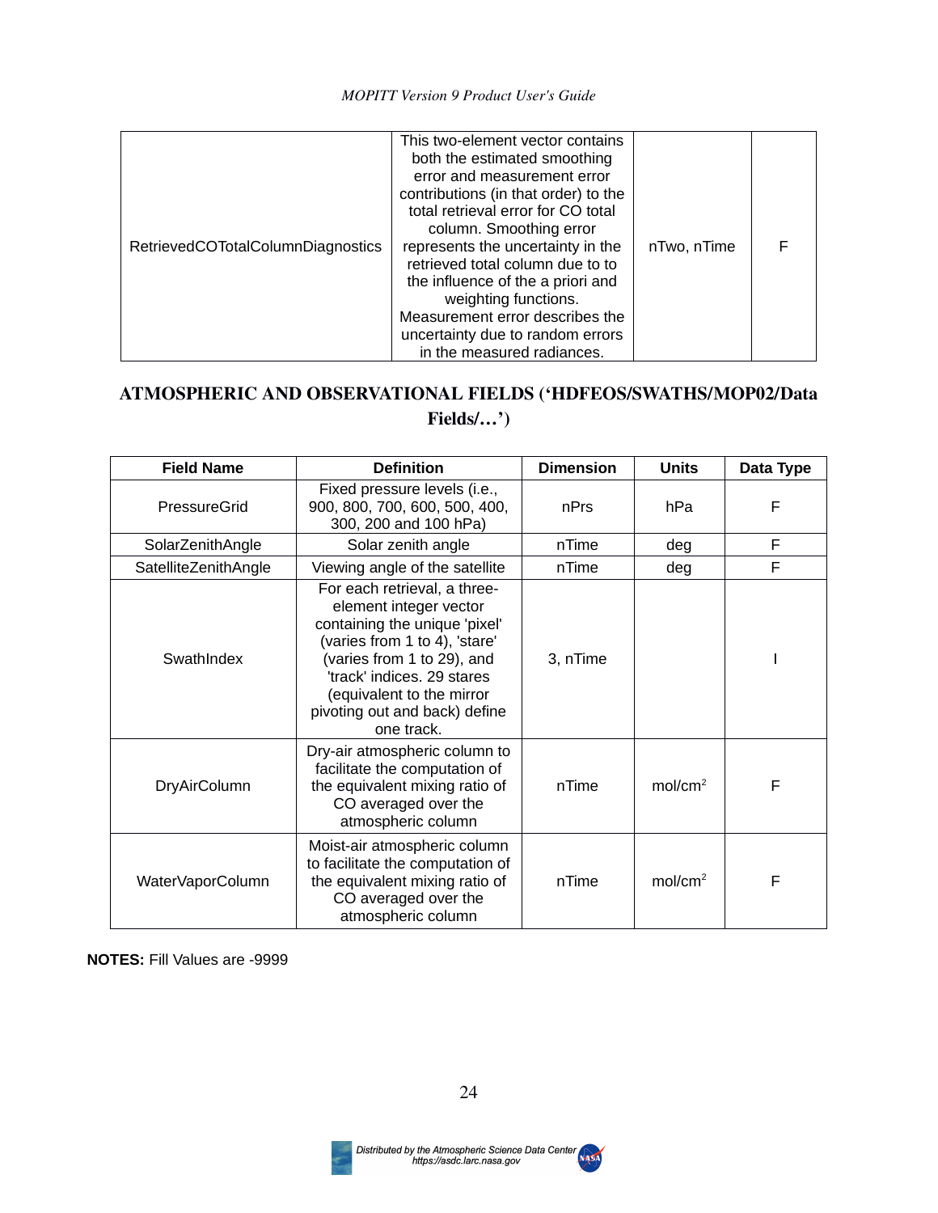| | | | |
|---|---|---|---|
| RetrievedCOTotalColumnDiagnostics | This two-element vector contains both the estimated smoothing error and measurement error contributions (in that order) to the total retrieval error for CO total column. Smoothing error represents the uncertainty in the retrieved total column due to to the influence of the a priori and weighting functions. Measurement error describes the uncertainty due to random errors in the measured radiances. | nTwo, nTime | F |

## ATMOSPHERIC AND OBSERVATIONAL FIELDS ('HDFEOS/SWATHS/MOP02/Data Fields/…')

| Field Name | Definition | Dimension | Units | Data Type |
|---|---|---|---|---|
| PressureGrid | Fixed pressure levels (i.e., 900, 800, 700, 600, 500, 400, 300, 200 and 100 hPa) | nPrs | hPa | F |
| SolarZenithAngle | Solar zenith angle | nTime | deg | F |
| SatelliteZenithAngle | Viewing angle of the satellite | nTime | deg | F |
| SwathIndex | For each retrieval, a three-element integer vector containing the unique 'pixel' (varies from 1 to 4), 'stare' (varies from 1 to 29), and 'track' indices. 29 stares (equivalent to the mirror pivoting out and back) define one track. | 3, nTime | | I |
| DryAirColumn | Dry-air atmospheric column to facilitate the computation of the equivalent mixing ratio of CO averaged over the atmospheric column | nTime | mol/cm$^2$ | F |
| WaterVaporColumn | Moist-air atmospheric column to facilitate the computation of the equivalent mixing ratio of CO averaged over the atmospheric column | nTime | mol/cm$^2$ | F |

**NOTES:** Fill Values are -9999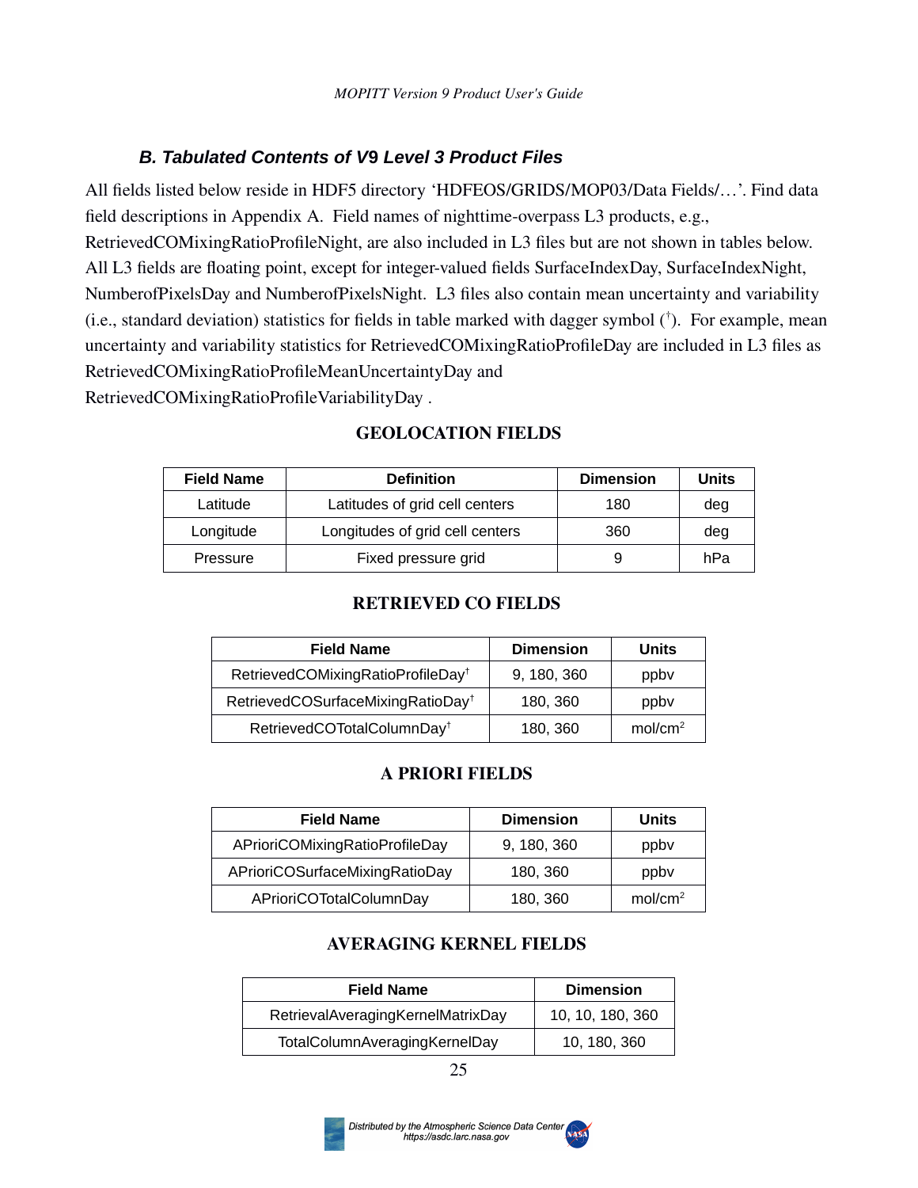### *B. Tabulated Contents of V9 Level 3 Product Files*

All fields listed below reside in HDF5 directory 'HDFEOS/GRIDS/MOP03/Data Fields/…'. Find data field descriptions in Appendix A. Field names of nighttime-overpass L3 products, e.g., RetrievedCOMixingRatioProfileNight, are also included in L3 files but are not shown in tables below. All L3 fields are floating point, except for integer-valued fields SurfaceIndexDay, SurfaceIndexNight, NumberofPixelsDay and NumberofPixelsNight. L3 files also contain mean uncertainty and variability (i.e., standard deviation) statistics for fields in table marked with dagger symbol (†). For example, mean uncertainty and variability statistics for RetrievedCOMixingRatioProfileDay are included in L3 files as RetrievedCOMixingRatioProfileMeanUncertaintyDay and RetrievedCOMixingRatioProfileVariabilityDay .

**GEOLOCATION FIELDS**

| Field Name | Definition | Dimension | Units |
|---|---|---|---|
| Latitude | Latitudes of grid cell centers | 180 | deg |
| Longitude | Longitudes of grid cell centers | 360 | deg |
| Pressure | Fixed pressure grid | 9 | hPa |

**RETRIEVED CO FIELDS**

| Field Name | Dimension | Units |
|---|---|---|
| RetrievedCOMixingRatioProfileDay† | 9, 180, 360 | ppbv |
| RetrievedCOSurfaceMixingRatioDay† | 180, 360 | ppbv |
| RetrievedCOTotalColumnDay† | 180, 360 | mol/cm$^2$ |

**A PRIORI FIELDS**

| Field Name | Dimension | Units |
|---|---|---|
| APrioriCOMixingRatioProfileDay | 9, 180, 360 | ppbv |
| APrioriCOSurfaceMixingRatioDay | 180, 360 | ppbv |
| APrioriCOTotalColumnDay | 180, 360 | mol/cm$^2$ |

**AVERAGING KERNEL FIELDS**

| Field Name | Dimension |
|---|---|
| RetrievalAveragingKernelMatrixDay | 10, 10, 180, 360 |
| TotalColumnAveragingKernelDay | 10, 180, 360 |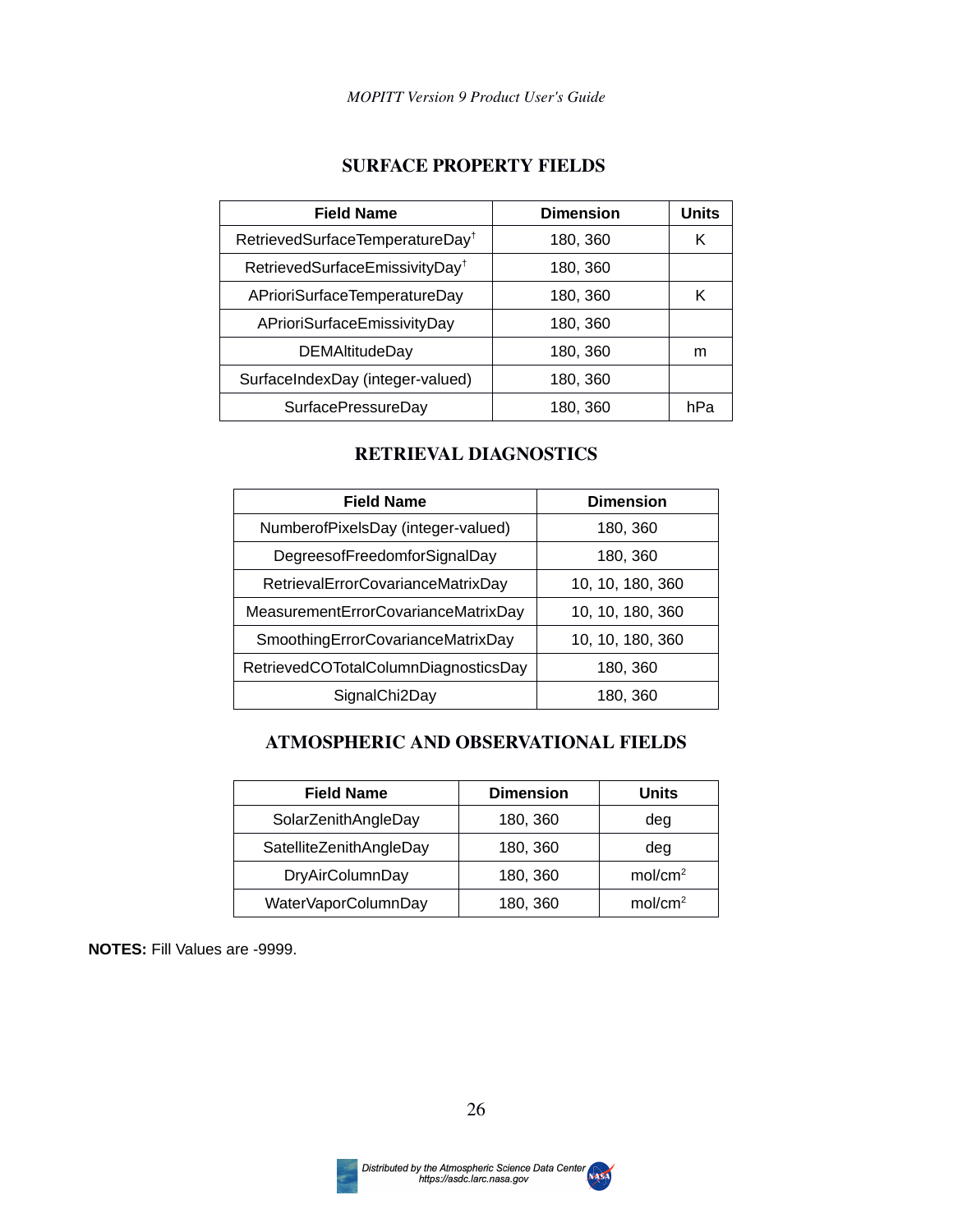## SURFACE PROPERTY FIELDS

| Field Name | Dimension | Units |
|---|---|---|
| RetrievedSurfaceTemperatureDay† | 180, 360 | K |
| RetrievedSurfaceEmissivityDay† | 180, 360 | |
| APrioriSurfaceTemperatureDay | 180, 360 | K |
| APrioriSurfaceEmissivityDay | 180, 360 | |
| DEMAltitudeDay | 180, 360 | m |
| SurfaceIndexDay (integer-valued) | 180, 360 | |
| SurfacePressureDay | 180, 360 | hPa |

## RETRIEVAL DIAGNOSTICS

| Field Name | Dimension |
|---|---|
| NumberofPixelsDay (integer-valued) | 180, 360 |
| DegreesofFreedomforSignalDay | 180, 360 |
| RetrievalErrorCovarianceMatrixDay | 10, 10, 180, 360 |
| MeasurementErrorCovarianceMatrixDay | 10, 10, 180, 360 |
| SmoothingErrorCovarianceMatrixDay | 10, 10, 180, 360 |
| RetrievedCOTotalColumnDiagnosticsDay | 180, 360 |
| SignalChi2Day | 180, 360 |

## ATMOSPHERIC AND OBSERVATIONAL FIELDS

| Field Name | Dimension | Units |
|---|---|---|
| SolarZenithAngleDay | 180, 360 | deg |
| SatelliteZenithAngleDay | 180, 360 | deg |
| DryAirColumnDay | 180, 360 | mol/cm$^2$ |
| WaterVaporColumnDay | 180, 360 | mol/cm$^2$ |

**NOTES:** Fill Values are -9999.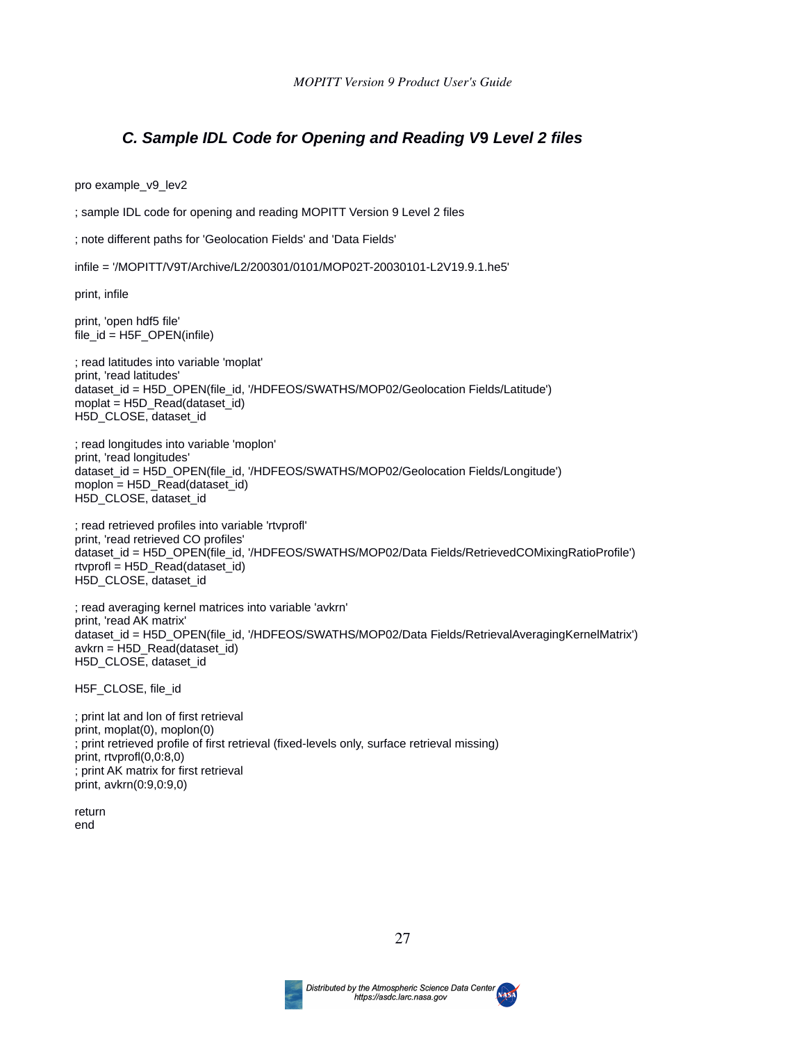### C. Sample IDL Code for Opening and Reading V9 Level 2 files

```
pro example_v9_lev2

; sample IDL code for opening and reading MOPITT Version 9 Level 2 files

; note different paths for 'Geolocation Fields' and 'Data Fields'

infile = '/MOPITT/V9T/Archive/L2/200301/0101/MOP02T-20030101-L2V19.9.1.he5'

print, infile

print, 'open hdf5 file'
file_id = H5F_OPEN(infile)

; read latitudes into variable 'moplat'
print, 'read latitudes'
dataset_id = H5D_OPEN(file_id, '/HDFEOS/SWATHS/MOP02/Geolocation Fields/Latitude')
moplat = H5D_Read(dataset_id)
H5D_CLOSE, dataset_id

; read longitudes into variable 'moplon'
print, 'read longitudes'
dataset_id = H5D_OPEN(file_id, '/HDFEOS/SWATHS/MOP02/Geolocation Fields/Longitude')
moplon = H5D_Read(dataset_id)
H5D_CLOSE, dataset_id

; read retrieved profiles into variable 'rtvprofl'
print, 'read retrieved CO profiles'
dataset_id = H5D_OPEN(file_id, '/HDFEOS/SWATHS/MOP02/Data Fields/RetrievedCOMixingRatioProfile')
rtvprofl = H5D_Read(dataset_id)
H5D_CLOSE, dataset_id

; read averaging kernel matrices into variable 'avkrn'
print, 'read AK matrix'
dataset_id = H5D_OPEN(file_id, '/HDFEOS/SWATHS/MOP02/Data Fields/RetrievalAveragingKernelMatrix')
avkrn = H5D_Read(dataset_id)
H5D_CLOSE, dataset_id

H5F_CLOSE, file_id

; print lat and lon of first retrieval
print, moplat(0), moplon(0)
; print retrieved profile of first retrieval (fixed-levels only, surface retrieval missing)
print, rtvprofl(0,0:8,0)
; print AK matrix for first retrieval
print, avkrn(0:9,0:9,0)

return
end
```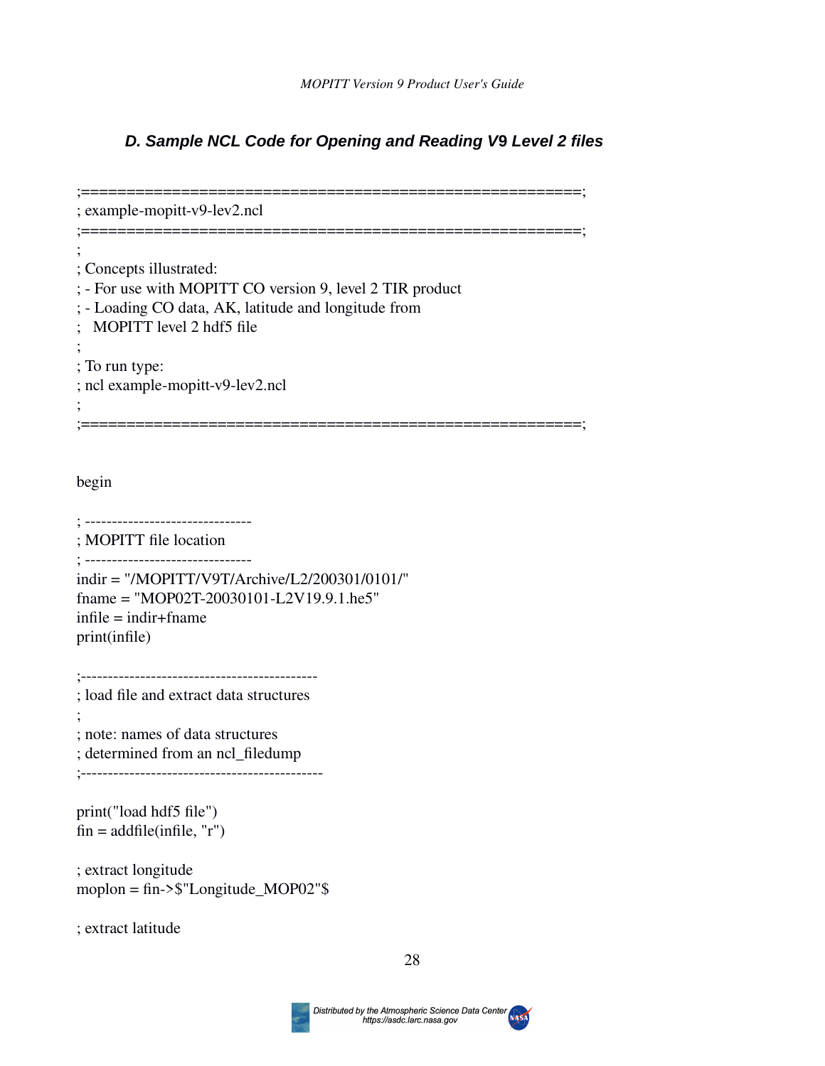### D. Sample NCL Code for Opening and Reading V9 Level 2 files

```
;=======================================================;
; example-mopitt-v9-lev2.ncl
;=======================================================;
;
; Concepts illustrated:
; - For use with MOPITT CO version 9, level 2 TIR product
; - Loading CO data, AK, latitude and longitude from
;   MOPITT level 2 hdf5 file
;
; To run type:
; ncl example-mopitt-v9-lev2.ncl
;
;=======================================================;


begin

; -------------------------------
; MOPITT file location
; -------------------------------
indir = "/MOPITT/V9T/Archive/L2/200301/0101/"
fname = "MOP02T-20030101-L2V19.9.1.he5"
infile = indir+fname
print(infile)

;--------------------------------------------
; load file and extract data structures
;
; note: names of data structures
; determined from an ncl_filedump
;---------------------------------------------

print("load hdf5 file")
fin = addfile(infile, "r")

; extract longitude
moplon = fin->$"Longitude_MOP02"$

; extract latitude
```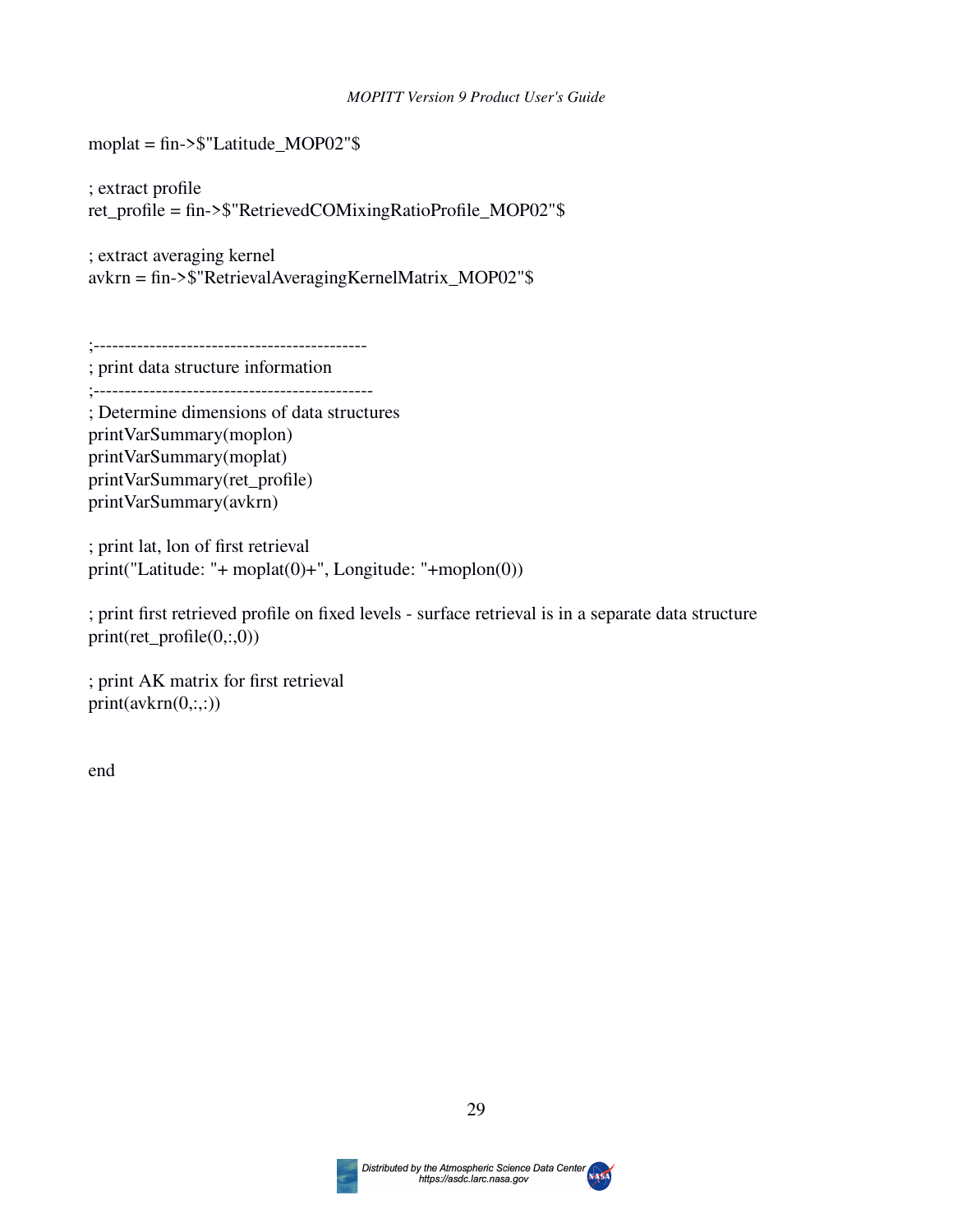```
moplat = fin->$"Latitude_MOP02"$

; extract profile
ret_profile = fin->$"RetrievedCOMixingRatioProfile_MOP02"$

; extract averaging kernel
avkrn = fin->$"RetrievalAveragingKernelMatrix_MOP02"$


;--------------------------------------------
; print data structure information
;--------------------------------------------
; Determine dimensions of data structures
printVarSummary(moplon)
printVarSummary(moplat)
printVarSummary(ret_profile)
printVarSummary(avkrn)

; print lat, lon of first retrieval
print("Latitude: "+ moplat(0)+", Longitude: "+moplon(0))

; print first retrieved profile on fixed levels - surface retrieval is in a separate data structure
print(ret_profile(0,:,0))

; print AK matrix for first retrieval
print(avkrn(0,:,:))


end
```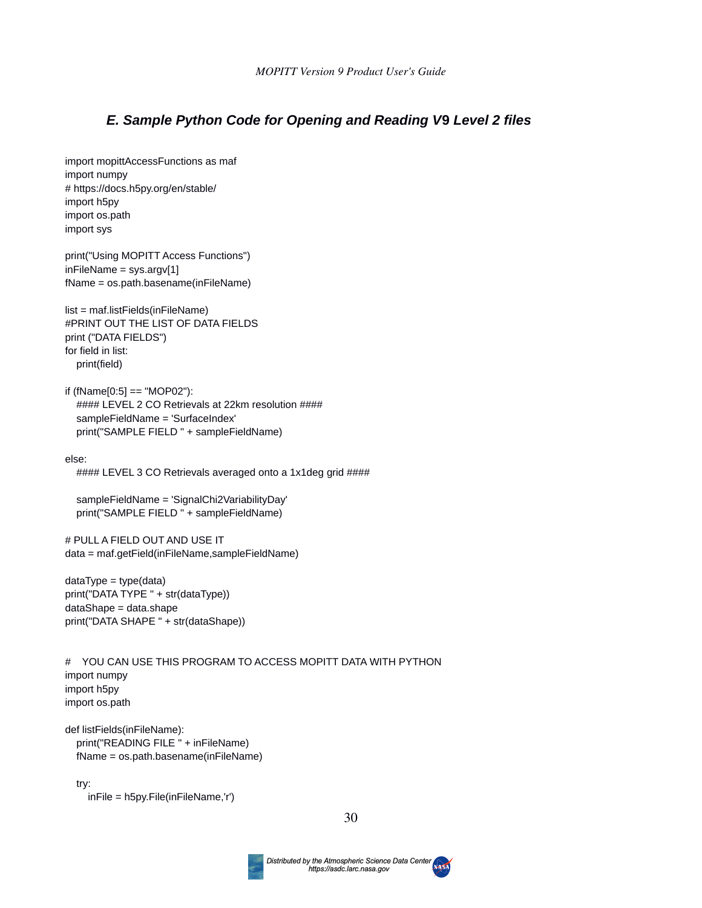### E. Sample Python Code for Opening and Reading V9 Level 2 files

```
import mopittAccessFunctions as maf
import numpy
# https://docs.h5py.org/en/stable/
import h5py
import os.path
import sys

print("Using MOPITT Access Functions")
inFileName = sys.argv[1]
fName = os.path.basename(inFileName)

list = maf.listFields(inFileName)
#PRINT OUT THE LIST OF DATA FIELDS
print ("DATA FIELDS")
for field in list:
   print(field)

if (fName[0:5] == "MOP02"):
   #### LEVEL 2 CO Retrievals at 22km resolution ####
   sampleFieldName = 'SurfaceIndex'
   print("SAMPLE FIELD " + sampleFieldName)

else:
   #### LEVEL 3 CO Retrievals averaged onto a 1x1deg grid ####

   sampleFieldName = 'SignalChi2VariabilityDay'
   print("SAMPLE FIELD " + sampleFieldName)

# PULL A FIELD OUT AND USE IT
data = maf.getField(inFileName,sampleFieldName)

dataType = type(data)
print("DATA TYPE " + str(dataType))
dataShape = data.shape
print("DATA SHAPE " + str(dataShape))


#   YOU CAN USE THIS PROGRAM TO ACCESS MOPITT DATA WITH PYTHON
import numpy
import h5py
import os.path

def listFields(inFileName):
   print("READING FILE " + inFileName)
   fName = os.path.basename(inFileName)

   try:
      inFile = h5py.File(inFileName,'r')
```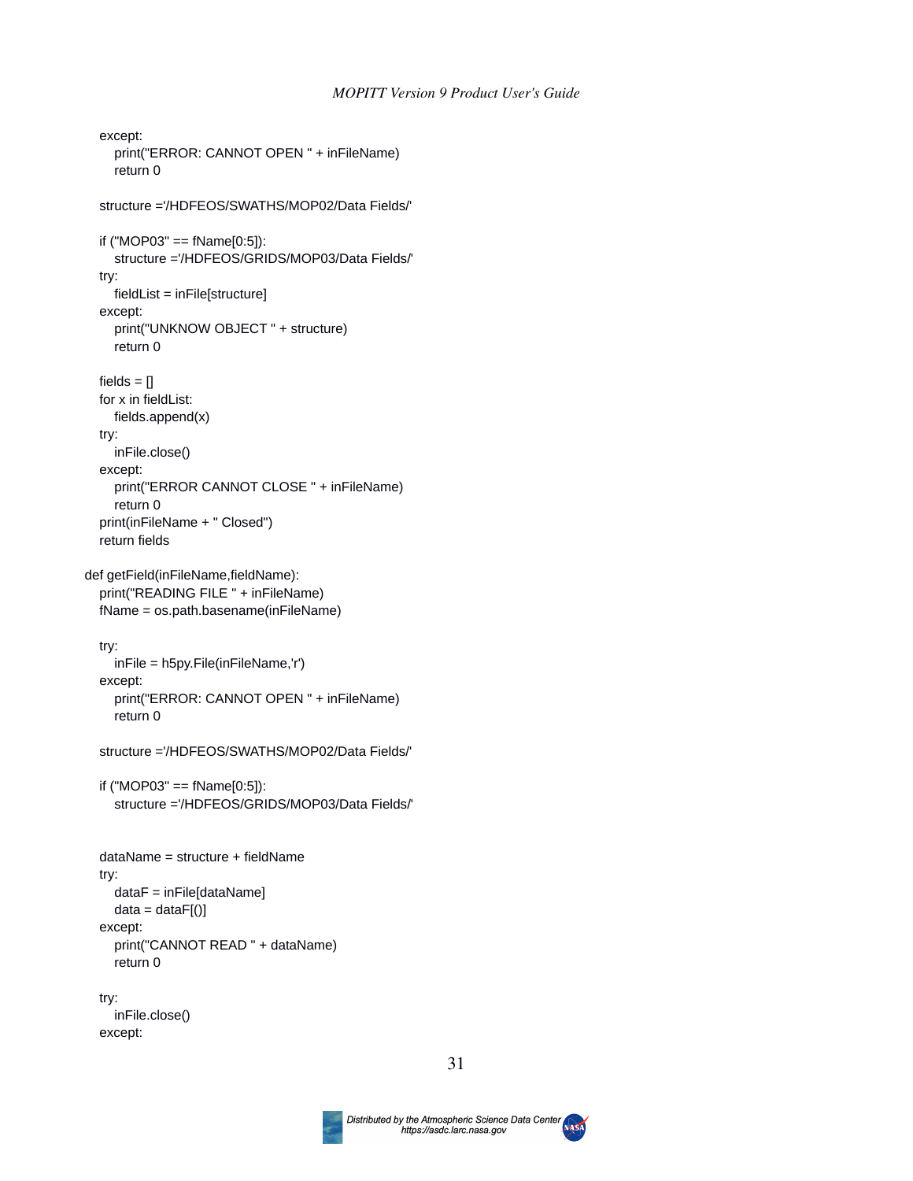```
    except:
        print("ERROR: CANNOT OPEN " + inFileName)
        return 0

    structure ='/HDFEOS/SWATHS/MOP02/Data Fields/'

    if ("MOP03" == fName[0:5]):
        structure ='/HDFEOS/GRIDS/MOP03/Data Fields/'
    try:
        fieldList = inFile[structure]
    except:
        print("UNKNOW OBJECT " + structure)
        return 0

    fields = []
    for x in fieldList:
        fields.append(x)
    try:
        inFile.close()
    except:
        print("ERROR CANNOT CLOSE " + inFileName)
        return 0
    print(inFileName + " Closed")
    return fields

def getField(inFileName,fieldName):
    print("READING FILE " + inFileName)
    fName = os.path.basename(inFileName)

    try:
        inFile = h5py.File(inFileName,'r')
    except:
        print("ERROR: CANNOT OPEN " + inFileName)
        return 0

    structure ='/HDFEOS/SWATHS/MOP02/Data Fields/'

    if ("MOP03" == fName[0:5]):
        structure ='/HDFEOS/GRIDS/MOP03/Data Fields/'


    dataName = structure + fieldName
    try:
        dataF = inFile[dataName]
        data = dataF[()]
    except:
        print("CANNOT READ " + dataName)
        return 0

    try:
        inFile.close()
    except:
```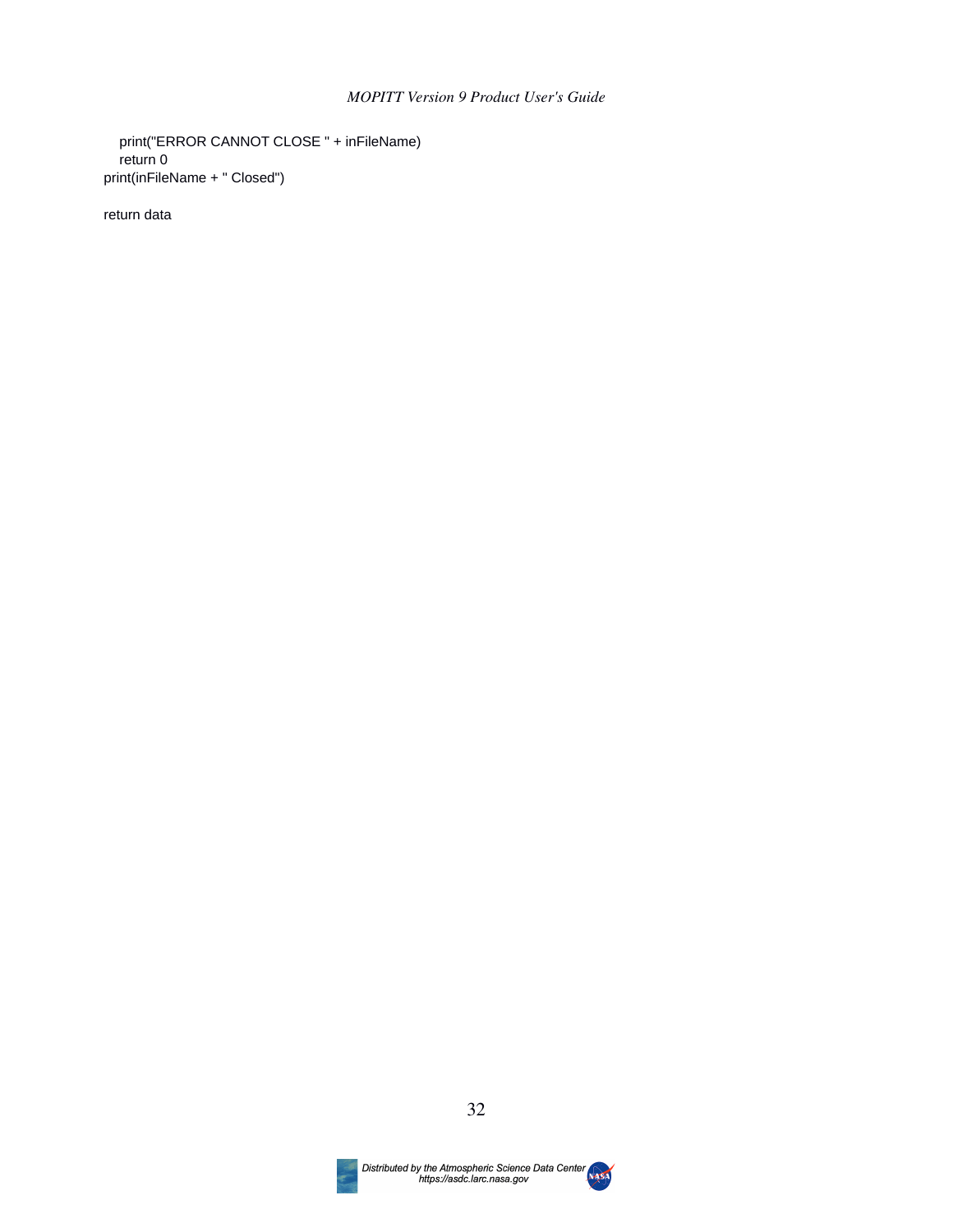```
    print("ERROR CANNOT CLOSE " + inFileName)
    return 0
print(inFileName + " Closed")

return data
```